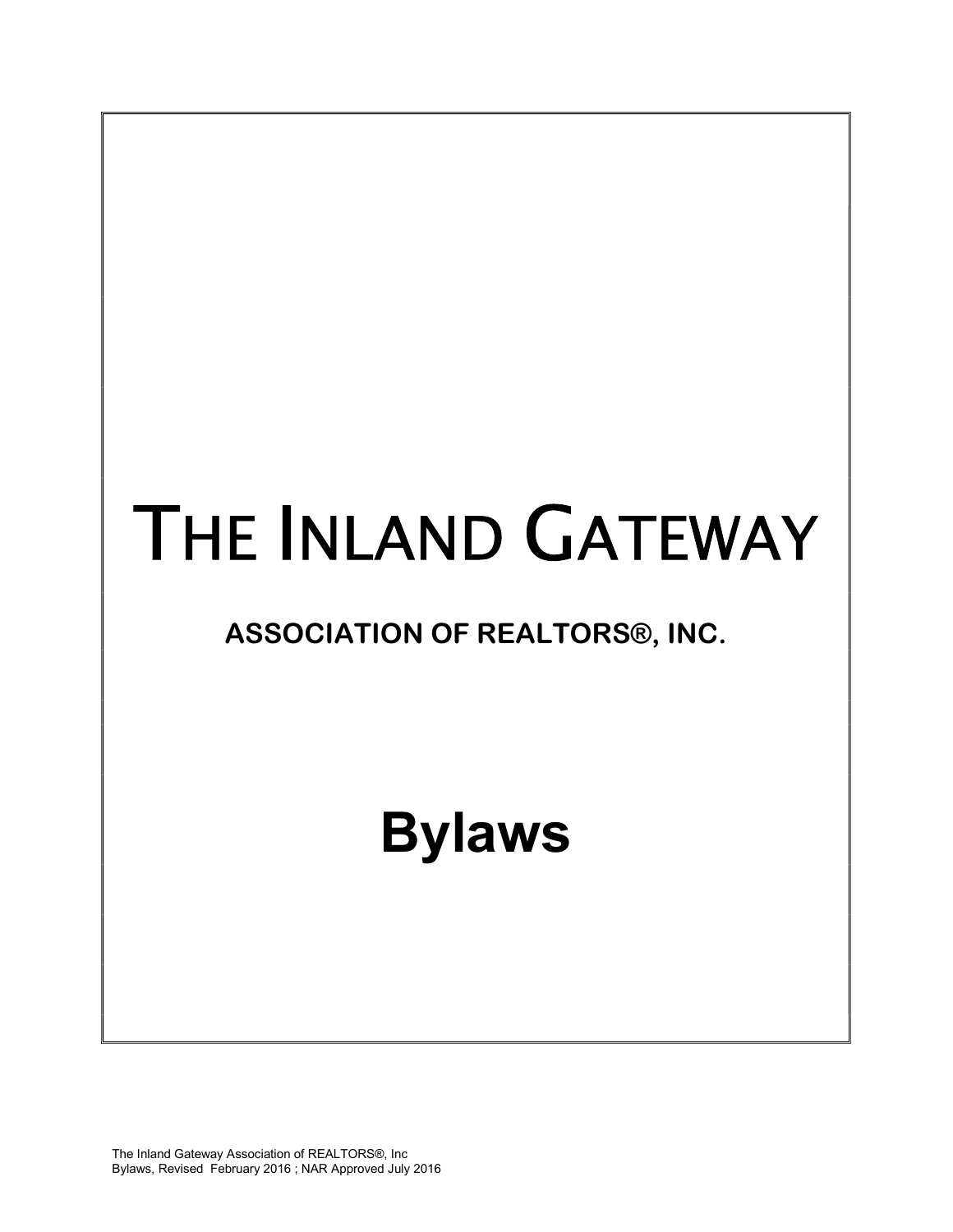# THE INLAND GATEWAY

## ASSOCIATION OF REALTORS®, INC.

# Bylaws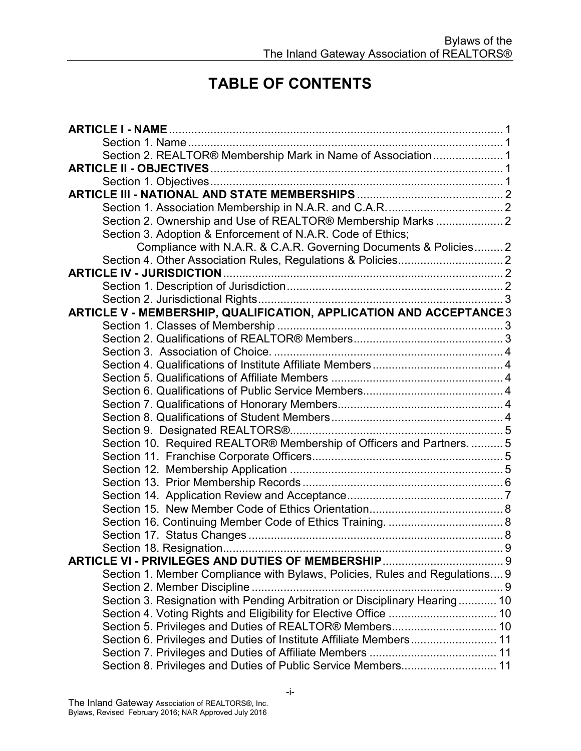# TABLE OF CONTENTS

**ARTICLE I - NAME** ........................................................................................................ 1
- Section 1. Name ........................................................................................................ 1
- Section 2. REALTOR® Membership Mark in Name of Association ...................... 1

**ARTICLE II - OBJECTIVES** ........................................................................................... 1
- Section 1. Objectives ................................................................................................. 1

**ARTICLE III - NATIONAL AND STATE MEMBERSHIPS** ............................................. 2
- Section 1. Association Membership in N.A.R. and C.A.R. .................................... 2
- Section 2. Ownership and Use of REALTOR® Membership Marks ..................... 2
- Section 3. Adoption & Enforcement of N.A.R. Code of Ethics; Compliance with N.A.R. & C.A.R. Governing Documents & Policies ......... 2
- Section 4. Other Association Rules, Regulations & Policies ................................. 2

**ARTICLE IV - JURISDICTION** ........................................................................................ 2
- Section 1. Description of Jurisdiction ...................................................................... 2
- Section 2. Jurisdictional Rights ................................................................................ 3

**ARTICLE V - MEMBERSHIP, QUALIFICATION, APPLICATION AND ACCEPTANCE** 3
- Section 1. Classes of Membership ........................................................................... 3
- Section 2. Qualifications of REALTOR® Members ................................................ 3
- Section 3. Association of Choice. ............................................................................. 4
- Section 4. Qualifications of Institute Affiliate Members ......................................... 4
- Section 5. Qualifications of Affiliate Members ....................................................... 4
- Section 6. Qualifications of Public Service Members ............................................ 4
- Section 7. Qualifications of Honorary Members .................................................... 4
- Section 8. Qualifications of Student Members ....................................................... 4
- Section 9. Designated REALTORS® ........................................................................ 5
- Section 10. Required REALTOR® Membership of Officers and Partners. .......... 5
- Section 11. Franchise Corporate Officers ............................................................... 5
- Section 12. Membership Application ...................................................................... 5
- Section 13. Prior Membership Records ................................................................... 6
- Section 14. Application Review and Acceptance ................................................... 7
- Section 15. New Member Code of Ethics Orientation ............................................ 8
- Section 16. Continuing Member Code of Ethics Training. ..................................... 8
- Section 17. Status Changes ....................................................................................... 8
- Section 18. Resignation ............................................................................................. 9

**ARTICLE VI - PRIVILEGES AND DUTIES OF MEMBERSHIP** ...................................... 9
- Section 1. Member Compliance with Bylaws, Policies, Rules and Regulations .... 9
- Section 2. Member Discipline .................................................................................... 9
- Section 3. Resignation with Pending Arbitration or Disciplinary Hearing ............ 10
- Section 4. Voting Rights and Eligibility for Elective Office ................................... 10
- Section 5. Privileges and Duties of REALTOR® Members .................................. 10
- Section 6. Privileges and Duties of Institute Affiliate Members ........................... 11
- Section 7. Privileges and Duties of Affiliate Members ......................................... 11
- Section 8. Privileges and Duties of Public Service Members .............................. 11

The Inland Gateway Association of REALTORS®, Inc.
Bylaws, Revised February 2016; NAR Approved July 2016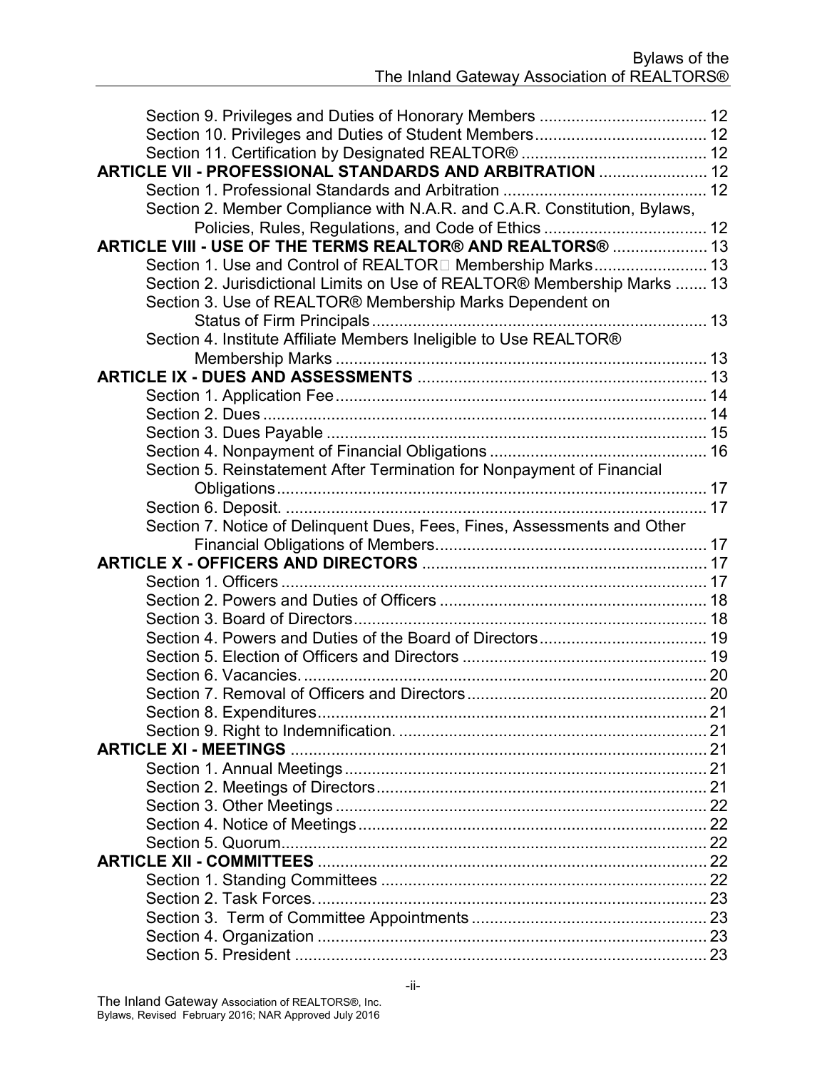Section 9. Privileges and Duties of Honorary Members ..................................... 12
Section 10. Privileges and Duties of Student Members...................................... 12
Section 11. Certification by Designated REALTOR® ......................................... 12

**ARTICLE VII - PROFESSIONAL STANDARDS AND ARBITRATION** ........................ 12

Section 1. Professional Standards and Arbitration ............................................ 12
Section 2. Member Compliance with N.A.R. and C.A.R. Constitution, Bylaws, Policies, Rules, Regulations, and Code of Ethics .................................... 12

**ARTICLE VIII - USE OF THE TERMS REALTOR® AND REALTORS®** ..................... 13

Section 1. Use and Control of REALTOR Membership Marks......................... 13
Section 2. Jurisdictional Limits on Use of REALTOR® Membership Marks ....... 13
Section 3. Use of REALTOR® Membership Marks Dependent on Status of Firm Principals......................................................................... 13
Section 4. Institute Affiliate Members Ineligible to Use REALTOR® Membership Marks .................................................................................. 13

**ARTICLE IX - DUES AND ASSESSMENTS** ................................................................ 13

Section 1. Application Fee.................................................................................. 14
Section 2. Dues .................................................................................................. 14
Section 3. Dues Payable .................................................................................... 15
Section 4. Nonpayment of Financial Obligations ................................................ 16
Section 5. Reinstatement After Termination for Nonpayment of Financial Obligations.............................................................................................. 17
Section 6. Deposit. ............................................................................................. 17
Section 7. Notice of Delinquent Dues, Fees, Fines, Assessments and Other Financial Obligations of Members............................................................ 17

**ARTICLE X - OFFICERS AND DIRECTORS** ............................................................... 17

Section 1. Officers .............................................................................................. 17
Section 2. Powers and Duties of Officers ........................................................... 18
Section 3. Board of Directors.............................................................................. 18
Section 4. Powers and Duties of the Board of Directors..................................... 19
Section 5. Election of Officers and Directors ...................................................... 19
Section 6. Vacancies. ......................................................................................... 20
Section 7. Removal of Officers and Directors..................................................... 20
Section 8. Expenditures...................................................................................... 21
Section 9. Right to Indemnification. .................................................................... 21

**ARTICLE XI - MEETINGS** ........................................................................................... 21

Section 1. Annual Meetings................................................................................ 21
Section 2. Meetings of Directors......................................................................... 21
Section 3. Other Meetings .................................................................................. 22
Section 4. Notice of Meetings............................................................................. 22
Section 5. Quorum.............................................................................................. 22

**ARTICLE XII - COMMITTEES** ..................................................................................... 22

Section 1. Standing Committees ........................................................................ 22
Section 2. Task Forces....................................................................................... 23
Section 3. Term of Committee Appointments ..................................................... 23
Section 4. Organization ...................................................................................... 23
Section 5. President ........................................................................................... 23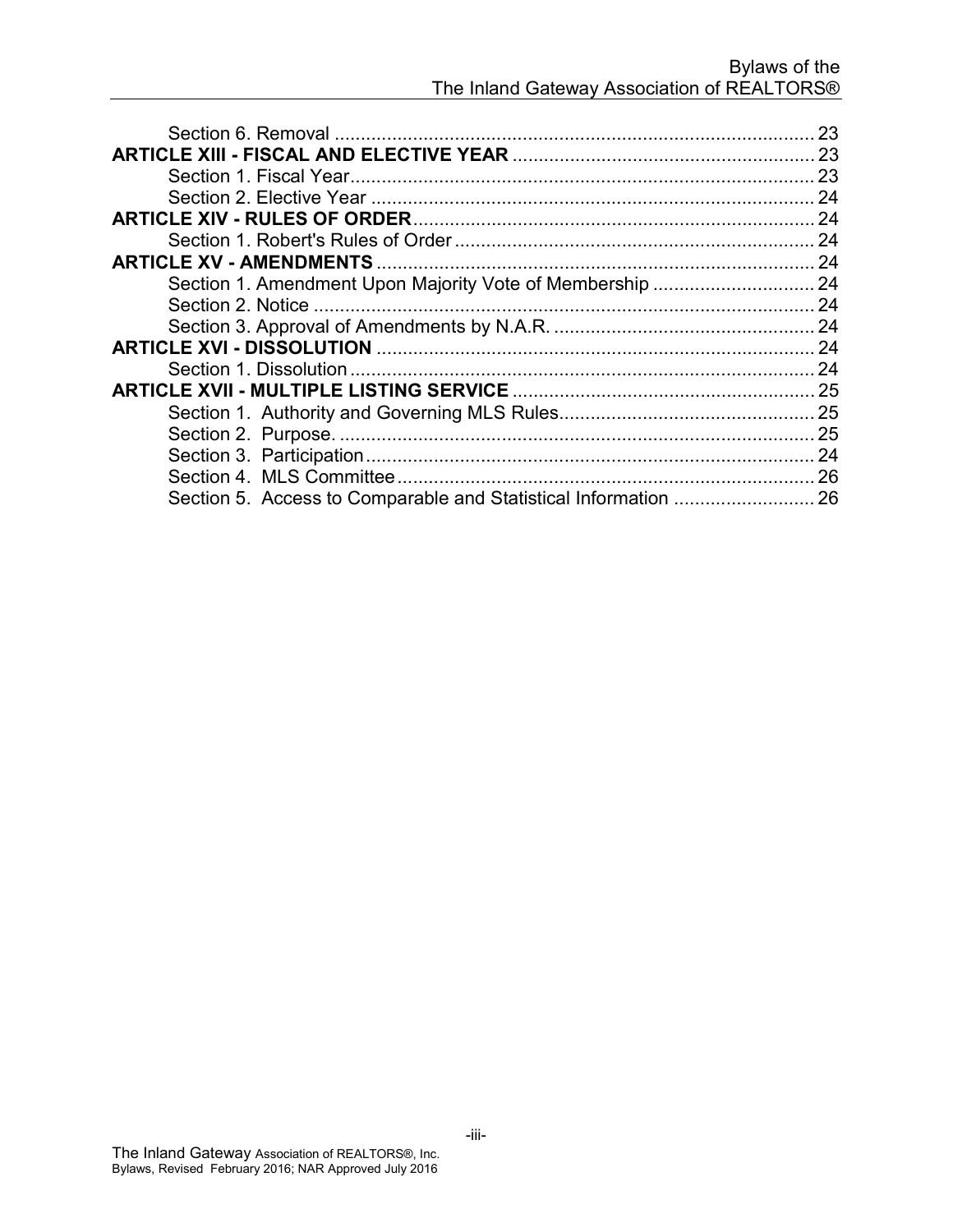Section 6. Removal ........................................................................................... 23

**ARTICLE XIII - FISCAL AND ELECTIVE YEAR** ......................................................... 23

Section 1. Fiscal Year........................................................................................ 23

Section 2. Elective Year .................................................................................... 24

**ARTICLE XIV - RULES OF ORDER**........................................................................... 24

Section 1. Robert's Rules of Order .................................................................... 24

**ARTICLE XV - AMENDMENTS** .................................................................................. 24

Section 1. Amendment Upon Majority Vote of Membership .............................. 24

Section 2. Notice ............................................................................................... 24

Section 3. Approval of Amendments by N.A.R. ................................................. 24

**ARTICLE XVI - DISSOLUTION** .................................................................................. 24

Section 1. Dissolution ........................................................................................ 24

**ARTICLE XVII - MULTIPLE LISTING SERVICE** ......................................................... 25

Section 1. Authority and Governing MLS Rules................................................ 25

Section 2. Purpose. .......................................................................................... 25

Section 3. Participation..................................................................................... 24

Section 4. MLS Committee ............................................................................... 26

Section 5. Access to Comparable and Statistical Information .......................... 26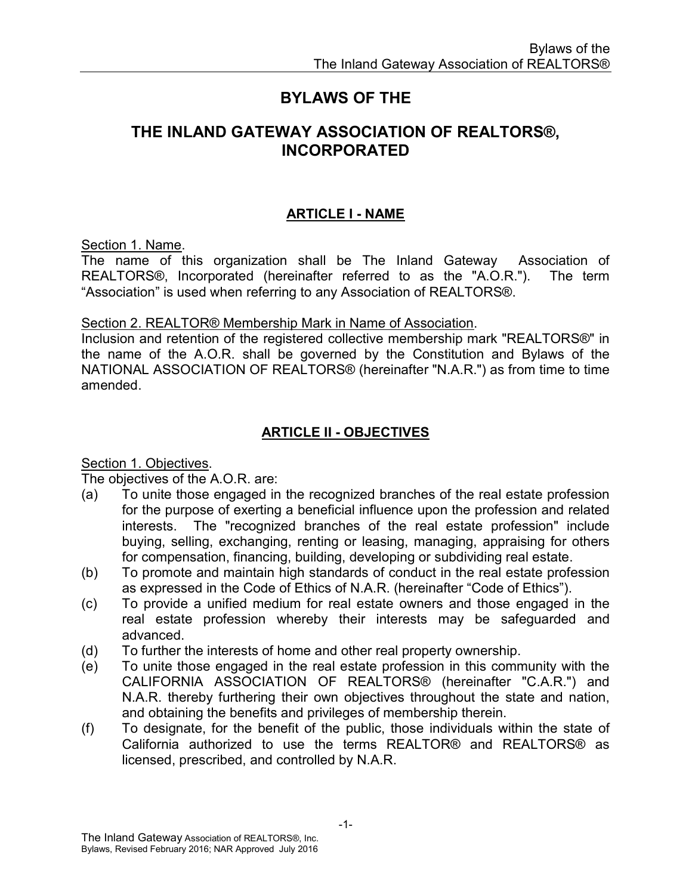# BYLAWS OF THE

# THE INLAND GATEWAY ASSOCIATION OF REALTORS®, INCORPORATED

## ARTICLE I - NAME

Section 1. Name.

The name of this organization shall be The Inland Gateway Association of REALTORS®, Incorporated (hereinafter referred to as the "A.O.R."). The term "Association" is used when referring to any Association of REALTORS®.

Section 2. REALTOR® Membership Mark in Name of Association.

Inclusion and retention of the registered collective membership mark "REALTORS®" in the name of the A.O.R. shall be governed by the Constitution and Bylaws of the NATIONAL ASSOCIATION OF REALTORS® (hereinafter "N.A.R.") as from time to time amended.

## ARTICLE II - OBJECTIVES

Section 1. Objectives.

The objectives of the A.O.R. are:

(a) To unite those engaged in the recognized branches of the real estate profession for the purpose of exerting a beneficial influence upon the profession and related interests. The "recognized branches of the real estate profession" include buying, selling, exchanging, renting or leasing, managing, appraising for others for compensation, financing, building, developing or subdividing real estate.

(b) To promote and maintain high standards of conduct in the real estate profession as expressed in the Code of Ethics of N.A.R. (hereinafter "Code of Ethics").

(c) To provide a unified medium for real estate owners and those engaged in the real estate profession whereby their interests may be safeguarded and advanced.

(d) To further the interests of home and other real property ownership.

(e) To unite those engaged in the real estate profession in this community with the CALIFORNIA ASSOCIATION OF REALTORS® (hereinafter "C.A.R.") and N.A.R. thereby furthering their own objectives throughout the state and nation, and obtaining the benefits and privileges of membership therein.

(f) To designate, for the benefit of the public, those individuals within the state of California authorized to use the terms REALTOR® and REALTORS® as licensed, prescribed, and controlled by N.A.R.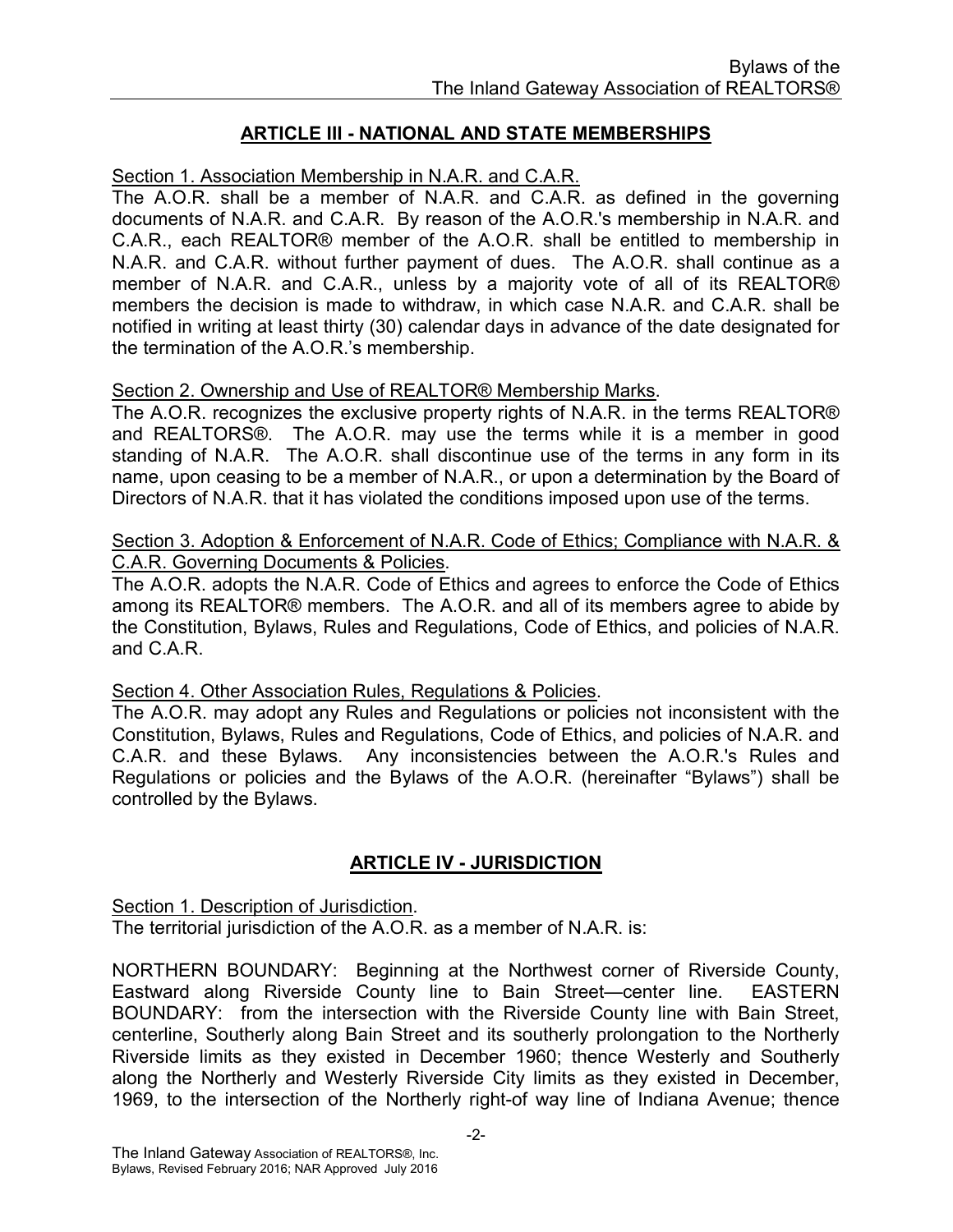## ARTICLE III - NATIONAL AND STATE MEMBERSHIPS

Section 1. Association Membership in N.A.R. and C.A.R.

The A.O.R. shall be a member of N.A.R. and C.A.R. as defined in the governing documents of N.A.R. and C.A.R. By reason of the A.O.R.'s membership in N.A.R. and C.A.R., each REALTOR® member of the A.O.R. shall be entitled to membership in N.A.R. and C.A.R. without further payment of dues. The A.O.R. shall continue as a member of N.A.R. and C.A.R., unless by a majority vote of all of its REALTOR® members the decision is made to withdraw, in which case N.A.R. and C.A.R. shall be notified in writing at least thirty (30) calendar days in advance of the date designated for the termination of the A.O.R.'s membership.

Section 2. Ownership and Use of REALTOR® Membership Marks.

The A.O.R. recognizes the exclusive property rights of N.A.R. in the terms REALTOR® and REALTORS®. The A.O.R. may use the terms while it is a member in good standing of N.A.R. The A.O.R. shall discontinue use of the terms in any form in its name, upon ceasing to be a member of N.A.R., or upon a determination by the Board of Directors of N.A.R. that it has violated the conditions imposed upon use of the terms.

Section 3. Adoption & Enforcement of N.A.R. Code of Ethics; Compliance with N.A.R. & C.A.R. Governing Documents & Policies.

The A.O.R. adopts the N.A.R. Code of Ethics and agrees to enforce the Code of Ethics among its REALTOR® members. The A.O.R. and all of its members agree to abide by the Constitution, Bylaws, Rules and Regulations, Code of Ethics, and policies of N.A.R. and C.A.R.

Section 4. Other Association Rules, Regulations & Policies.

The A.O.R. may adopt any Rules and Regulations or policies not inconsistent with the Constitution, Bylaws, Rules and Regulations, Code of Ethics, and policies of N.A.R. and C.A.R. and these Bylaws. Any inconsistencies between the A.O.R.'s Rules and Regulations or policies and the Bylaws of the A.O.R. (hereinafter "Bylaws") shall be controlled by the Bylaws.

## ARTICLE IV - JURISDICTION

Section 1. Description of Jurisdiction.

The territorial jurisdiction of the A.O.R. as a member of N.A.R. is:

NORTHERN BOUNDARY: Beginning at the Northwest corner of Riverside County, Eastward along Riverside County line to Bain Street—center line. EASTERN BOUNDARY: from the intersection with the Riverside County line with Bain Street, centerline, Southerly along Bain Street and its southerly prolongation to the Northerly Riverside limits as they existed in December 1960; thence Westerly and Southerly along the Northerly and Westerly Riverside City limits as they existed in December, 1969, to the intersection of the Northerly right-of way line of Indiana Avenue; thence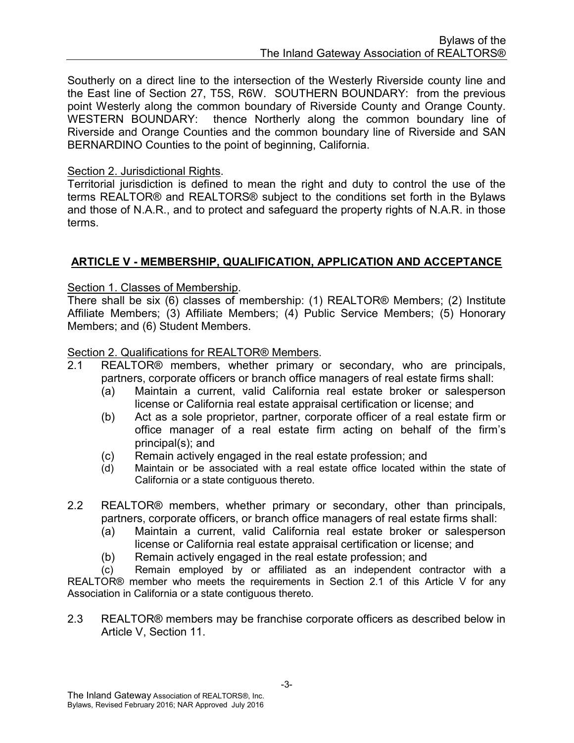Southerly on a direct line to the intersection of the Westerly Riverside county line and the East line of Section 27, T5S, R6W. SOUTHERN BOUNDARY: from the previous point Westerly along the common boundary of Riverside County and Orange County. WESTERN BOUNDARY: thence Northerly along the common boundary line of Riverside and Orange Counties and the common boundary line of Riverside and SAN BERNARDINO Counties to the point of beginning, California.

Section 2. Jurisdictional Rights.
Territorial jurisdiction is defined to mean the right and duty to control the use of the terms REALTOR® and REALTORS® subject to the conditions set forth in the Bylaws and those of N.A.R., and to protect and safeguard the property rights of N.A.R. in those terms.

## ARTICLE V - MEMBERSHIP, QUALIFICATION, APPLICATION AND ACCEPTANCE

Section 1. Classes of Membership.
There shall be six (6) classes of membership: (1) REALTOR® Members; (2) Institute Affiliate Members; (3) Affiliate Members; (4) Public Service Members; (5) Honorary Members; and (6) Student Members.

Section 2. Qualifications for REALTOR® Members.

2.1 REALTOR® members, whether primary or secondary, who are principals, partners, corporate officers or branch office managers of real estate firms shall:
  - (a) Maintain a current, valid California real estate broker or salesperson license or California real estate appraisal certification or license; and
  - (b) Act as a sole proprietor, partner, corporate officer of a real estate firm or office manager of a real estate firm acting on behalf of the firm's principal(s); and
  - (c) Remain actively engaged in the real estate profession; and
  - (d) Maintain or be associated with a real estate office located within the state of California or a state contiguous thereto.

2.2 REALTOR® members, whether primary or secondary, other than principals, partners, corporate officers, or branch office managers of real estate firms shall:
  - (a) Maintain a current, valid California real estate broker or salesperson license or California real estate appraisal certification or license; and
  - (b) Remain actively engaged in the real estate profession; and
  - (c) Remain employed by or affiliated as an independent contractor with a REALTOR® member who meets the requirements in Section 2.1 of this Article V for any Association in California or a state contiguous thereto.

2.3 REALTOR® members may be franchise corporate officers as described below in Article V, Section 11.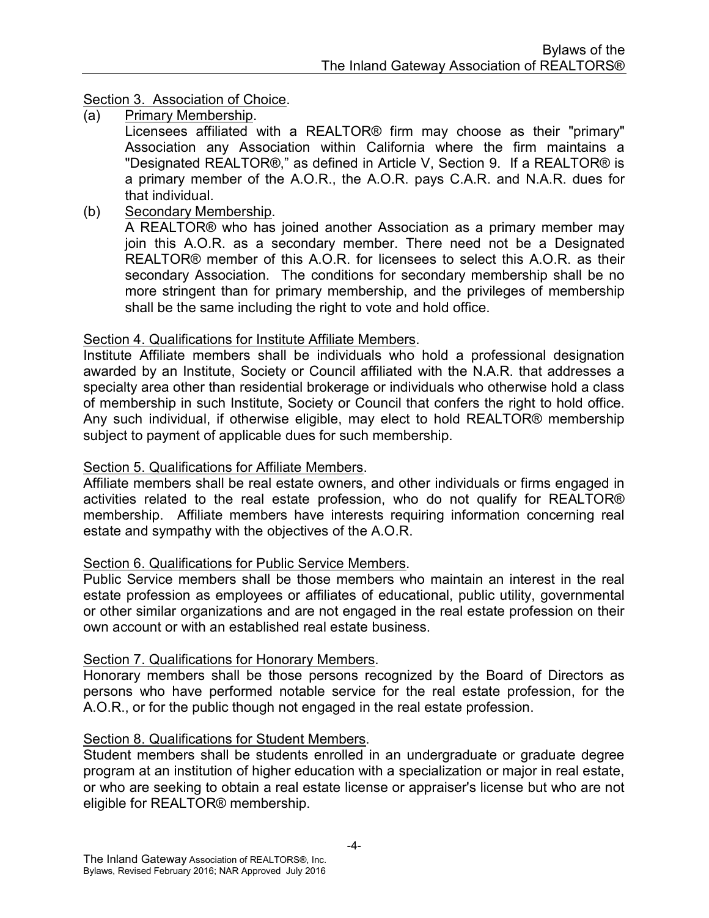Section 3. Association of Choice.

(a) Primary Membership.

Licensees affiliated with a REALTOR® firm may choose as their "primary" Association any Association within California where the firm maintains a "Designated REALTOR®," as defined in Article V, Section 9. If a REALTOR® is a primary member of the A.O.R., the A.O.R. pays C.A.R. and N.A.R. dues for that individual.

(b) Secondary Membership.

A REALTOR® who has joined another Association as a primary member may join this A.O.R. as a secondary member. There need not be a Designated REALTOR® member of this A.O.R. for licensees to select this A.O.R. as their secondary Association. The conditions for secondary membership shall be no more stringent than for primary membership, and the privileges of membership shall be the same including the right to vote and hold office.

Section 4. Qualifications for Institute Affiliate Members.

Institute Affiliate members shall be individuals who hold a professional designation awarded by an Institute, Society or Council affiliated with the N.A.R. that addresses a specialty area other than residential brokerage or individuals who otherwise hold a class of membership in such Institute, Society or Council that confers the right to hold office. Any such individual, if otherwise eligible, may elect to hold REALTOR® membership subject to payment of applicable dues for such membership.

Section 5. Qualifications for Affiliate Members.

Affiliate members shall be real estate owners, and other individuals or firms engaged in activities related to the real estate profession, who do not qualify for REALTOR® membership. Affiliate members have interests requiring information concerning real estate and sympathy with the objectives of the A.O.R.

Section 6. Qualifications for Public Service Members.

Public Service members shall be those members who maintain an interest in the real estate profession as employees or affiliates of educational, public utility, governmental or other similar organizations and are not engaged in the real estate profession on their own account or with an established real estate business.

Section 7. Qualifications for Honorary Members.

Honorary members shall be those persons recognized by the Board of Directors as persons who have performed notable service for the real estate profession, for the A.O.R., or for the public though not engaged in the real estate profession.

Section 8. Qualifications for Student Members.

Student members shall be students enrolled in an undergraduate or graduate degree program at an institution of higher education with a specialization or major in real estate, or who are seeking to obtain a real estate license or appraiser's license but who are not eligible for REALTOR® membership.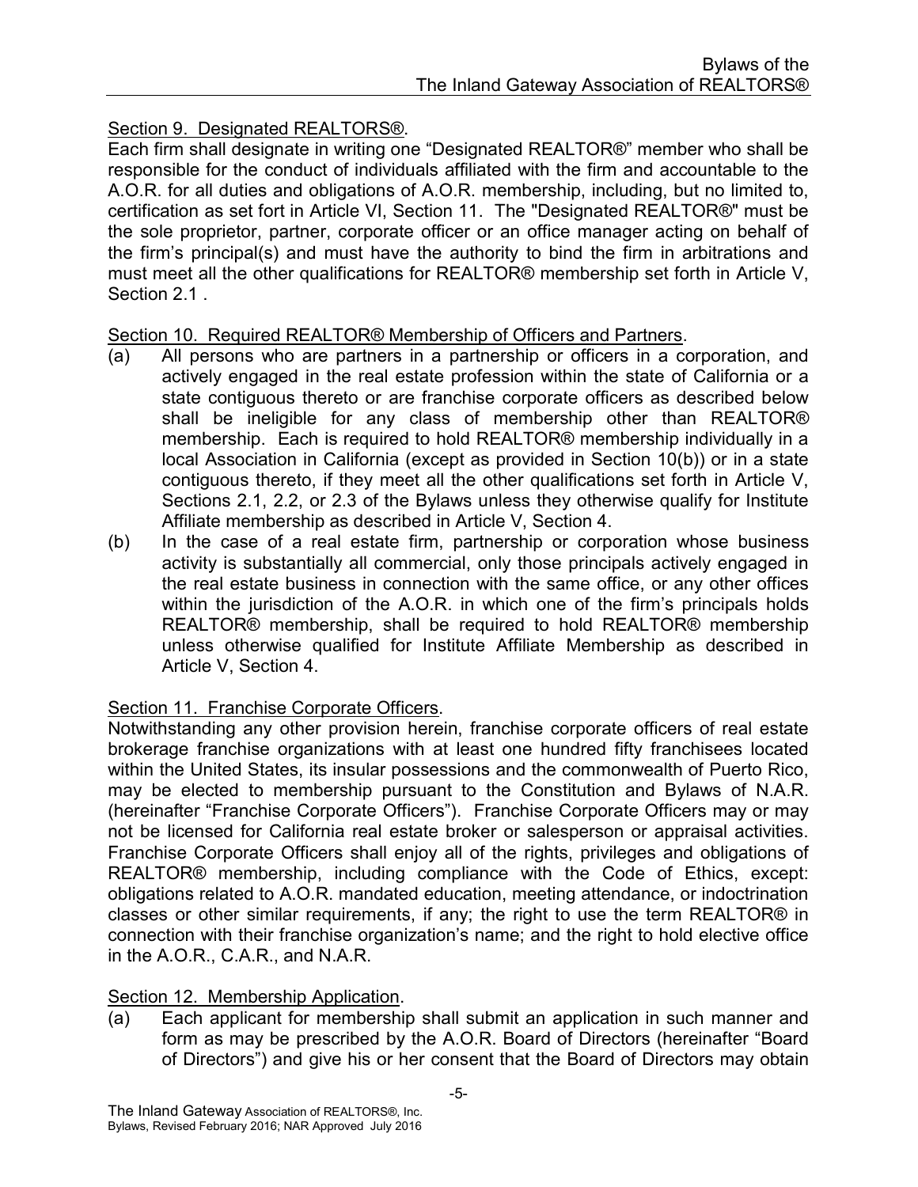Section 9. Designated REALTORS®.

Each firm shall designate in writing one "Designated REALTOR®" member who shall be responsible for the conduct of individuals affiliated with the firm and accountable to the A.O.R. for all duties and obligations of A.O.R. membership, including, but no limited to, certification as set fort in Article VI, Section 11. The "Designated REALTOR®" must be the sole proprietor, partner, corporate officer or an office manager acting on behalf of the firm's principal(s) and must have the authority to bind the firm in arbitrations and must meet all the other qualifications for REALTOR® membership set forth in Article V, Section 2.1 .

Section 10. Required REALTOR® Membership of Officers and Partners.

(a) All persons who are partners in a partnership or officers in a corporation, and actively engaged in the real estate profession within the state of California or a state contiguous thereto or are franchise corporate officers as described below shall be ineligible for any class of membership other than REALTOR® membership. Each is required to hold REALTOR® membership individually in a local Association in California (except as provided in Section 10(b)) or in a state contiguous thereto, if they meet all the other qualifications set forth in Article V, Sections 2.1, 2.2, or 2.3 of the Bylaws unless they otherwise qualify for Institute Affiliate membership as described in Article V, Section 4.

(b) In the case of a real estate firm, partnership or corporation whose business activity is substantially all commercial, only those principals actively engaged in the real estate business in connection with the same office, or any other offices within the jurisdiction of the A.O.R. in which one of the firm's principals holds REALTOR® membership, shall be required to hold REALTOR® membership unless otherwise qualified for Institute Affiliate Membership as described in Article V, Section 4.

Section 11. Franchise Corporate Officers.

Notwithstanding any other provision herein, franchise corporate officers of real estate brokerage franchise organizations with at least one hundred fifty franchisees located within the United States, its insular possessions and the commonwealth of Puerto Rico, may be elected to membership pursuant to the Constitution and Bylaws of N.A.R. (hereinafter "Franchise Corporate Officers"). Franchise Corporate Officers may or may not be licensed for California real estate broker or salesperson or appraisal activities. Franchise Corporate Officers shall enjoy all of the rights, privileges and obligations of REALTOR® membership, including compliance with the Code of Ethics, except: obligations related to A.O.R. mandated education, meeting attendance, or indoctrination classes or other similar requirements, if any; the right to use the term REALTOR® in connection with their franchise organization's name; and the right to hold elective office in the A.O.R., C.A.R., and N.A.R.

Section 12. Membership Application.

(a) Each applicant for membership shall submit an application in such manner and form as may be prescribed by the A.O.R. Board of Directors (hereinafter "Board of Directors") and give his or her consent that the Board of Directors may obtain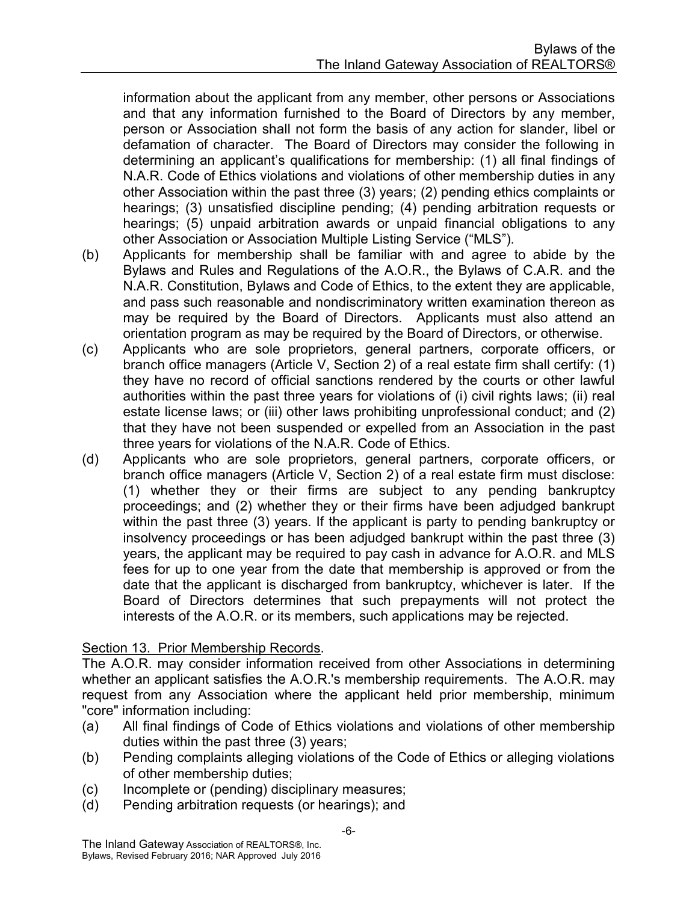information about the applicant from any member, other persons or Associations and that any information furnished to the Board of Directors by any member, person or Association shall not form the basis of any action for slander, libel or defamation of character. The Board of Directors may consider the following in determining an applicant's qualifications for membership: (1) all final findings of N.A.R. Code of Ethics violations and violations of other membership duties in any other Association within the past three (3) years; (2) pending ethics complaints or hearings; (3) unsatisfied discipline pending; (4) pending arbitration requests or hearings; (5) unpaid arbitration awards or unpaid financial obligations to any other Association or Association Multiple Listing Service ("MLS").

(b) Applicants for membership shall be familiar with and agree to abide by the Bylaws and Rules and Regulations of the A.O.R., the Bylaws of C.A.R. and the N.A.R. Constitution, Bylaws and Code of Ethics, to the extent they are applicable, and pass such reasonable and nondiscriminatory written examination thereon as may be required by the Board of Directors. Applicants must also attend an orientation program as may be required by the Board of Directors, or otherwise.

(c) Applicants who are sole proprietors, general partners, corporate officers, or branch office managers (Article V, Section 2) of a real estate firm shall certify: (1) they have no record of official sanctions rendered by the courts or other lawful authorities within the past three years for violations of (i) civil rights laws; (ii) real estate license laws; or (iii) other laws prohibiting unprofessional conduct; and (2) that they have not been suspended or expelled from an Association in the past three years for violations of the N.A.R. Code of Ethics.

(d) Applicants who are sole proprietors, general partners, corporate officers, or branch office managers (Article V, Section 2) of a real estate firm must disclose: (1) whether they or their firms are subject to any pending bankruptcy proceedings; and (2) whether they or their firms have been adjudged bankrupt within the past three (3) years. If the applicant is party to pending bankruptcy or insolvency proceedings or has been adjudged bankrupt within the past three (3) years, the applicant may be required to pay cash in advance for A.O.R. and MLS fees for up to one year from the date that membership is approved or from the date that the applicant is discharged from bankruptcy, whichever is later. If the Board of Directors determines that such prepayments will not protect the interests of the A.O.R. or its members, such applications may be rejected.

Section 13. Prior Membership Records.

The A.O.R. may consider information received from other Associations in determining whether an applicant satisfies the A.O.R.'s membership requirements. The A.O.R. may request from any Association where the applicant held prior membership, minimum "core" information including:

(a) All final findings of Code of Ethics violations and violations of other membership duties within the past three (3) years;
(b) Pending complaints alleging violations of the Code of Ethics or alleging violations of other membership duties;
(c) Incomplete or (pending) disciplinary measures;
(d) Pending arbitration requests (or hearings); and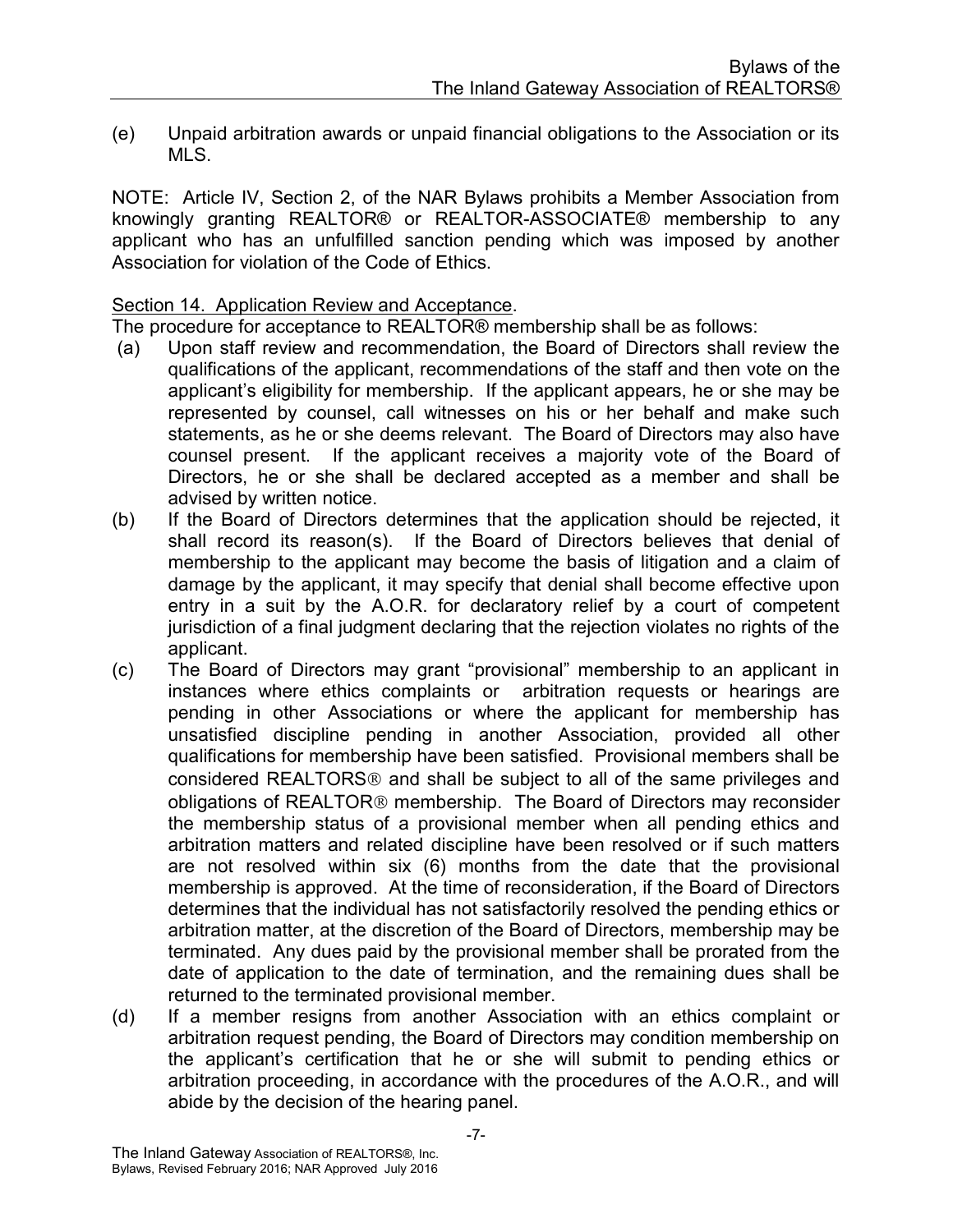(e) Unpaid arbitration awards or unpaid financial obligations to the Association or its MLS.

NOTE: Article IV, Section 2, of the NAR Bylaws prohibits a Member Association from knowingly granting REALTOR® or REALTOR-ASSOCIATE® membership to any applicant who has an unfulfilled sanction pending which was imposed by another Association for violation of the Code of Ethics.

Section 14. Application Review and Acceptance.

The procedure for acceptance to REALTOR® membership shall be as follows:

(a) Upon staff review and recommendation, the Board of Directors shall review the qualifications of the applicant, recommendations of the staff and then vote on the applicant's eligibility for membership. If the applicant appears, he or she may be represented by counsel, call witnesses on his or her behalf and make such statements, as he or she deems relevant. The Board of Directors may also have counsel present. If the applicant receives a majority vote of the Board of Directors, he or she shall be declared accepted as a member and shall be advised by written notice.

(b) If the Board of Directors determines that the application should be rejected, it shall record its reason(s). If the Board of Directors believes that denial of membership to the applicant may become the basis of litigation and a claim of damage by the applicant, it may specify that denial shall become effective upon entry in a suit by the A.O.R. for declaratory relief by a court of competent jurisdiction of a final judgment declaring that the rejection violates no rights of the applicant.

(c) The Board of Directors may grant "provisional" membership to an applicant in instances where ethics complaints or arbitration requests or hearings are pending in other Associations or where the applicant for membership has unsatisfied discipline pending in another Association, provided all other qualifications for membership have been satisfied. Provisional members shall be considered REALTORS® and shall be subject to all of the same privileges and obligations of REALTOR® membership. The Board of Directors may reconsider the membership status of a provisional member when all pending ethics and arbitration matters and related discipline have been resolved or if such matters are not resolved within six (6) months from the date that the provisional membership is approved. At the time of reconsideration, if the Board of Directors determines that the individual has not satisfactorily resolved the pending ethics or arbitration matter, at the discretion of the Board of Directors, membership may be terminated. Any dues paid by the provisional member shall be prorated from the date of application to the date of termination, and the remaining dues shall be returned to the terminated provisional member.

(d) If a member resigns from another Association with an ethics complaint or arbitration request pending, the Board of Directors may condition membership on the applicant's certification that he or she will submit to pending ethics or arbitration proceeding, in accordance with the procedures of the A.O.R., and will abide by the decision of the hearing panel.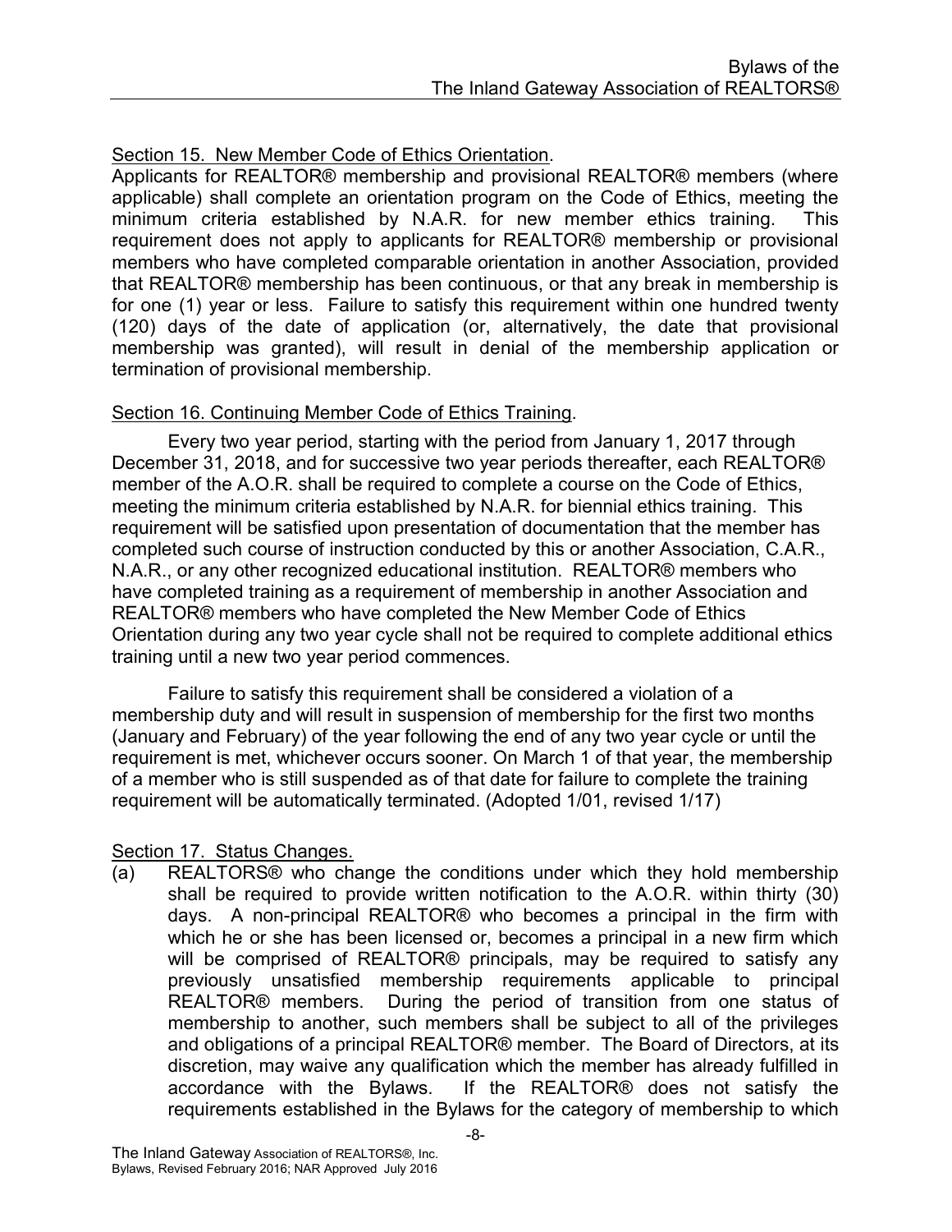Section 15. New Member Code of Ethics Orientation.

Applicants for REALTOR® membership and provisional REALTOR® members (where applicable) shall complete an orientation program on the Code of Ethics, meeting the minimum criteria established by N.A.R. for new member ethics training. This requirement does not apply to applicants for REALTOR® membership or provisional members who have completed comparable orientation in another Association, provided that REALTOR® membership has been continuous, or that any break in membership is for one (1) year or less. Failure to satisfy this requirement within one hundred twenty (120) days of the date of application (or, alternatively, the date that provisional membership was granted), will result in denial of the membership application or termination of provisional membership.

Section 16. Continuing Member Code of Ethics Training.

Every two year period, starting with the period from January 1, 2017 through December 31, 2018, and for successive two year periods thereafter, each REALTOR® member of the A.O.R. shall be required to complete a course on the Code of Ethics, meeting the minimum criteria established by N.A.R. for biennial ethics training. This requirement will be satisfied upon presentation of documentation that the member has completed such course of instruction conducted by this or another Association, C.A.R., N.A.R., or any other recognized educational institution. REALTOR® members who have completed training as a requirement of membership in another Association and REALTOR® members who have completed the New Member Code of Ethics Orientation during any two year cycle shall not be required to complete additional ethics training until a new two year period commences.

Failure to satisfy this requirement shall be considered a violation of a membership duty and will result in suspension of membership for the first two months (January and February) of the year following the end of any two year cycle or until the requirement is met, whichever occurs sooner. On March 1 of that year, the membership of a member who is still suspended as of that date for failure to complete the training requirement will be automatically terminated. (Adopted 1/01, revised 1/17)

Section 17. Status Changes.

(a) REALTORS® who change the conditions under which they hold membership shall be required to provide written notification to the A.O.R. within thirty (30) days. A non-principal REALTOR® who becomes a principal in the firm with which he or she has been licensed or, becomes a principal in a new firm which will be comprised of REALTOR® principals, may be required to satisfy any previously unsatisfied membership requirements applicable to principal REALTOR® members. During the period of transition from one status of membership to another, such members shall be subject to all of the privileges and obligations of a principal REALTOR® member. The Board of Directors, at its discretion, may waive any qualification which the member has already fulfilled in accordance with the Bylaws. If the REALTOR® does not satisfy the requirements established in the Bylaws for the category of membership to which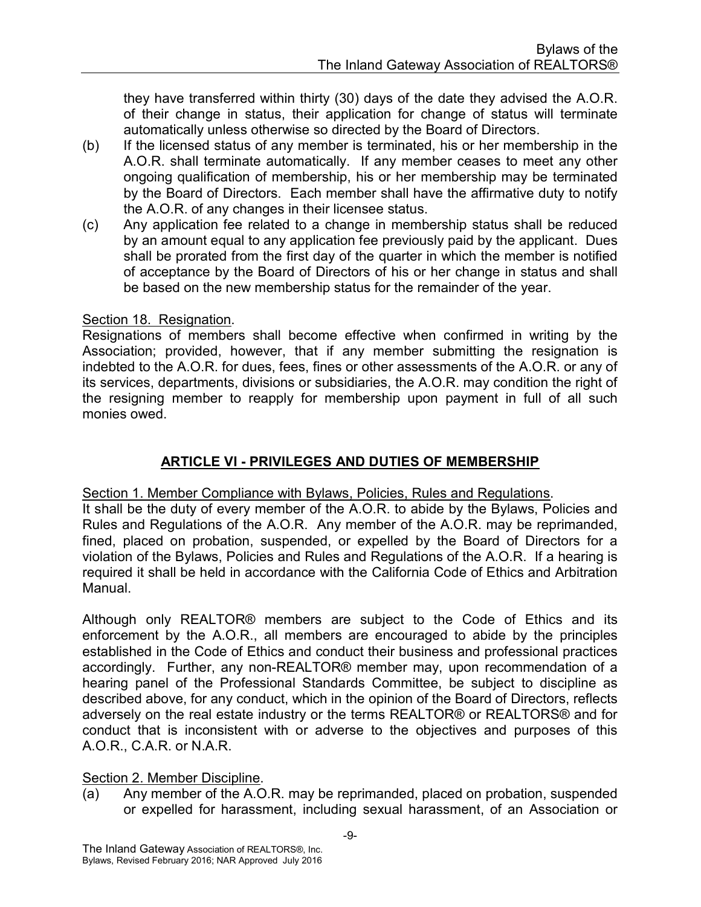they have transferred within thirty (30) days of the date they advised the A.O.R. of their change in status, their application for change of status will terminate automatically unless otherwise so directed by the Board of Directors.

(b) If the licensed status of any member is terminated, his or her membership in the A.O.R. shall terminate automatically. If any member ceases to meet any other ongoing qualification of membership, his or her membership may be terminated by the Board of Directors. Each member shall have the affirmative duty to notify the A.O.R. of any changes in their licensee status.

(c) Any application fee related to a change in membership status shall be reduced by an amount equal to any application fee previously paid by the applicant. Dues shall be prorated from the first day of the quarter in which the member is notified of acceptance by the Board of Directors of his or her change in status and shall be based on the new membership status for the remainder of the year.

Section 18. Resignation.

Resignations of members shall become effective when confirmed in writing by the Association; provided, however, that if any member submitting the resignation is indebted to the A.O.R. for dues, fees, fines or other assessments of the A.O.R. or any of its services, departments, divisions or subsidiaries, the A.O.R. may condition the right of the resigning member to reapply for membership upon payment in full of all such monies owed.

## ARTICLE VI - PRIVILEGES AND DUTIES OF MEMBERSHIP

Section 1. Member Compliance with Bylaws, Policies, Rules and Regulations.

It shall be the duty of every member of the A.O.R. to abide by the Bylaws, Policies and Rules and Regulations of the A.O.R. Any member of the A.O.R. may be reprimanded, fined, placed on probation, suspended, or expelled by the Board of Directors for a violation of the Bylaws, Policies and Rules and Regulations of the A.O.R. If a hearing is required it shall be held in accordance with the California Code of Ethics and Arbitration Manual.

Although only REALTOR® members are subject to the Code of Ethics and its enforcement by the A.O.R., all members are encouraged to abide by the principles established in the Code of Ethics and conduct their business and professional practices accordingly. Further, any non-REALTOR® member may, upon recommendation of a hearing panel of the Professional Standards Committee, be subject to discipline as described above, for any conduct, which in the opinion of the Board of Directors, reflects adversely on the real estate industry or the terms REALTOR® or REALTORS® and for conduct that is inconsistent with or adverse to the objectives and purposes of this A.O.R., C.A.R. or N.A.R.

Section 2. Member Discipline.

(a) Any member of the A.O.R. may be reprimanded, placed on probation, suspended or expelled for harassment, including sexual harassment, of an Association or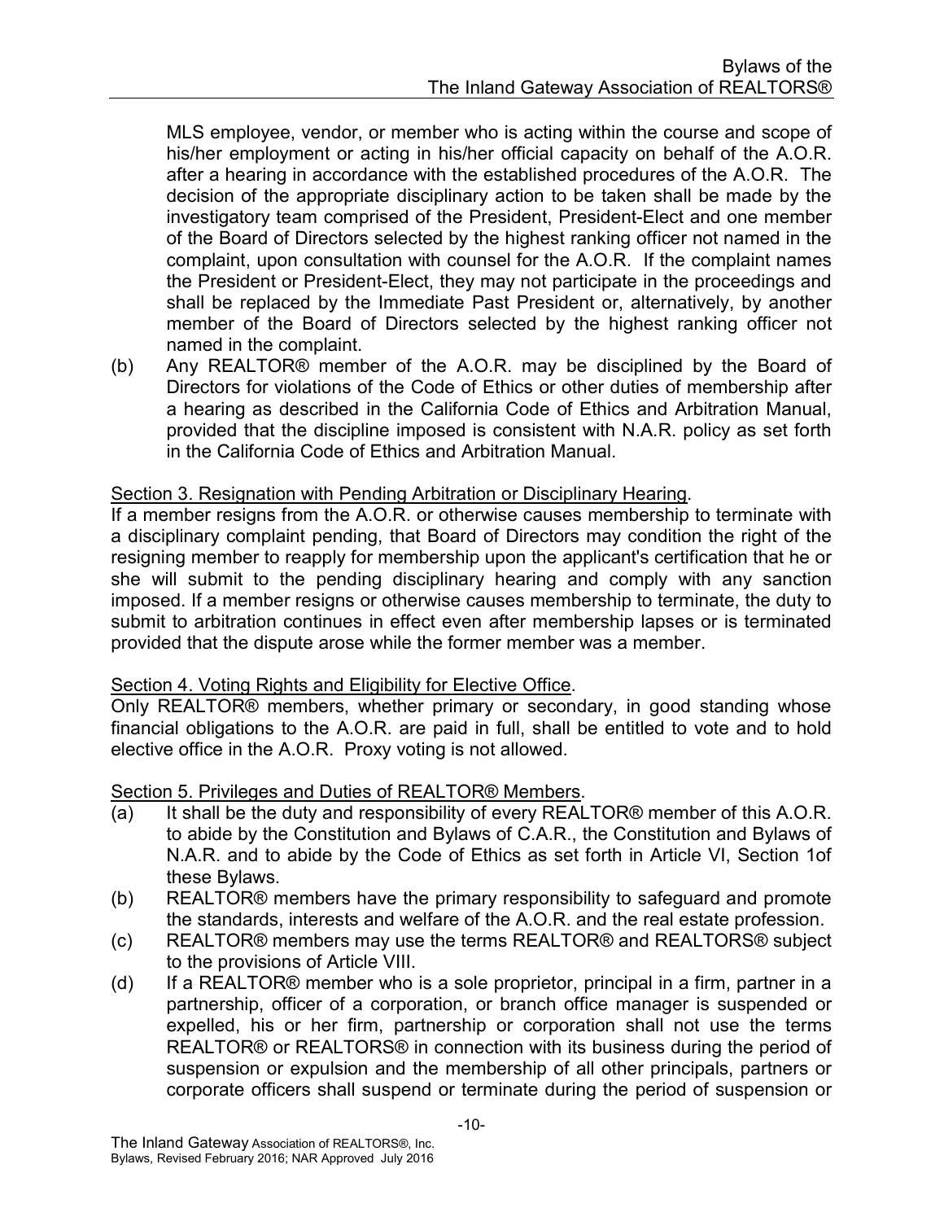MLS employee, vendor, or member who is acting within the course and scope of his/her employment or acting in his/her official capacity on behalf of the A.O.R. after a hearing in accordance with the established procedures of the A.O.R. The decision of the appropriate disciplinary action to be taken shall be made by the investigatory team comprised of the President, President-Elect and one member of the Board of Directors selected by the highest ranking officer not named in the complaint, upon consultation with counsel for the A.O.R. If the complaint names the President or President-Elect, they may not participate in the proceedings and shall be replaced by the Immediate Past President or, alternatively, by another member of the Board of Directors selected by the highest ranking officer not named in the complaint.

(b) Any REALTOR® member of the A.O.R. may be disciplined by the Board of Directors for violations of the Code of Ethics or other duties of membership after a hearing as described in the California Code of Ethics and Arbitration Manual, provided that the discipline imposed is consistent with N.A.R. policy as set forth in the California Code of Ethics and Arbitration Manual.

Section 3. Resignation with Pending Arbitration or Disciplinary Hearing.

If a member resigns from the A.O.R. or otherwise causes membership to terminate with a disciplinary complaint pending, that Board of Directors may condition the right of the resigning member to reapply for membership upon the applicant's certification that he or she will submit to the pending disciplinary hearing and comply with any sanction imposed. If a member resigns or otherwise causes membership to terminate, the duty to submit to arbitration continues in effect even after membership lapses or is terminated provided that the dispute arose while the former member was a member.

Section 4. Voting Rights and Eligibility for Elective Office.

Only REALTOR® members, whether primary or secondary, in good standing whose financial obligations to the A.O.R. are paid in full, shall be entitled to vote and to hold elective office in the A.O.R. Proxy voting is not allowed.

Section 5. Privileges and Duties of REALTOR® Members.

(a) It shall be the duty and responsibility of every REALTOR® member of this A.O.R. to abide by the Constitution and Bylaws of C.A.R., the Constitution and Bylaws of N.A.R. and to abide by the Code of Ethics as set forth in Article VI, Section 1of these Bylaws.

(b) REALTOR® members have the primary responsibility to safeguard and promote the standards, interests and welfare of the A.O.R. and the real estate profession.

(c) REALTOR® members may use the terms REALTOR® and REALTORS® subject to the provisions of Article VIII.

(d) If a REALTOR® member who is a sole proprietor, principal in a firm, partner in a partnership, officer of a corporation, or branch office manager is suspended or expelled, his or her firm, partnership or corporation shall not use the terms REALTOR® or REALTORS® in connection with its business during the period of suspension or expulsion and the membership of all other principals, partners or corporate officers shall suspend or terminate during the period of suspension or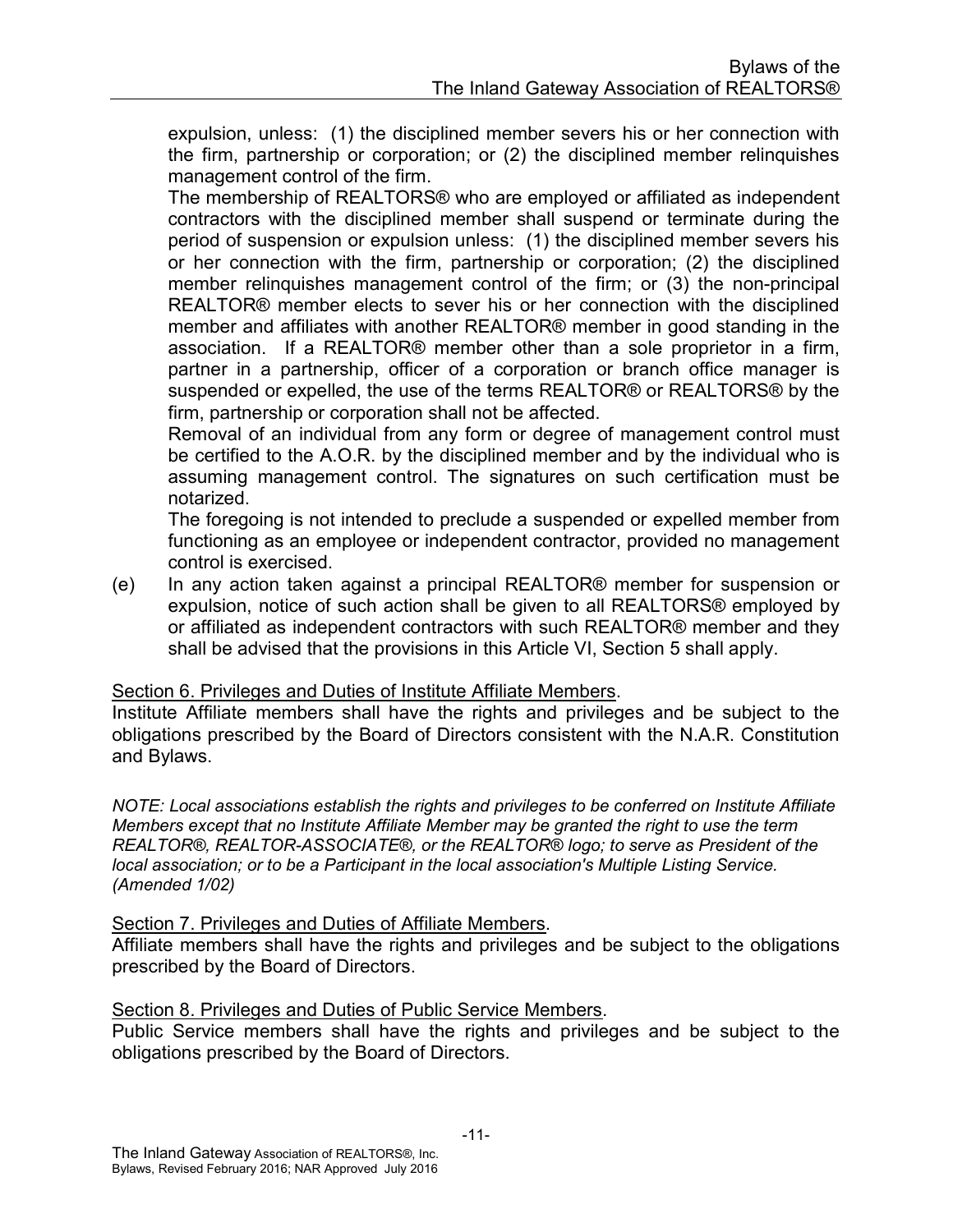expulsion, unless: (1) the disciplined member severs his or her connection with the firm, partnership or corporation; or (2) the disciplined member relinquishes management control of the firm.

The membership of REALTORS® who are employed or affiliated as independent contractors with the disciplined member shall suspend or terminate during the period of suspension or expulsion unless: (1) the disciplined member severs his or her connection with the firm, partnership or corporation; (2) the disciplined member relinquishes management control of the firm; or (3) the non-principal REALTOR® member elects to sever his or her connection with the disciplined member and affiliates with another REALTOR® member in good standing in the association. If a REALTOR® member other than a sole proprietor in a firm, partner in a partnership, officer of a corporation or branch office manager is suspended or expelled, the use of the terms REALTOR® or REALTORS® by the firm, partnership or corporation shall not be affected.

Removal of an individual from any form or degree of management control must be certified to the A.O.R. by the disciplined member and by the individual who is assuming management control. The signatures on such certification must be notarized.

The foregoing is not intended to preclude a suspended or expelled member from functioning as an employee or independent contractor, provided no management control is exercised.

(e) In any action taken against a principal REALTOR® member for suspension or expulsion, notice of such action shall be given to all REALTORS® employed by or affiliated as independent contractors with such REALTOR® member and they shall be advised that the provisions in this Article VI, Section 5 shall apply.

<u>Section 6. Privileges and Duties of Institute Affiliate Members</u>.

Institute Affiliate members shall have the rights and privileges and be subject to the obligations prescribed by the Board of Directors consistent with the N.A.R. Constitution and Bylaws.

*NOTE: Local associations establish the rights and privileges to be conferred on Institute Affiliate Members except that no Institute Affiliate Member may be granted the right to use the term REALTOR®, REALTOR-ASSOCIATE®, or the REALTOR® logo; to serve as President of the local association; or to be a Participant in the local association's Multiple Listing Service. (Amended 1/02)*

<u>Section 7. Privileges and Duties of Affiliate Members</u>.

Affiliate members shall have the rights and privileges and be subject to the obligations prescribed by the Board of Directors.

<u>Section 8. Privileges and Duties of Public Service Members</u>.

Public Service members shall have the rights and privileges and be subject to the obligations prescribed by the Board of Directors.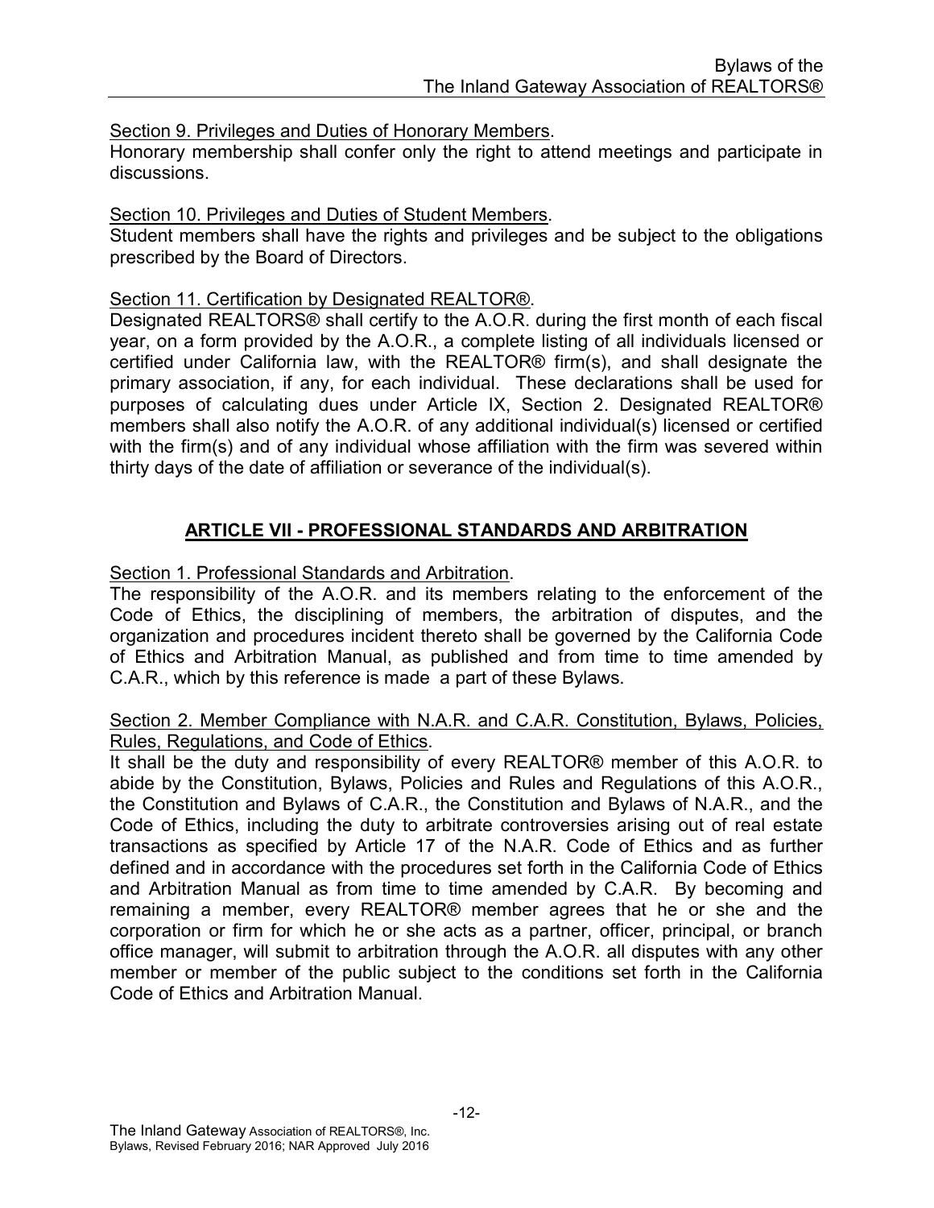Section 9. Privileges and Duties of Honorary Members.
Honorary membership shall confer only the right to attend meetings and participate in discussions.

Section 10. Privileges and Duties of Student Members.
Student members shall have the rights and privileges and be subject to the obligations prescribed by the Board of Directors.

Section 11. Certification by Designated REALTOR®.
Designated REALTORS® shall certify to the A.O.R. during the first month of each fiscal year, on a form provided by the A.O.R., a complete listing of all individuals licensed or certified under California law, with the REALTOR® firm(s), and shall designate the primary association, if any, for each individual. These declarations shall be used for purposes of calculating dues under Article IX, Section 2. Designated REALTOR® members shall also notify the A.O.R. of any additional individual(s) licensed or certified with the firm(s) and of any individual whose affiliation with the firm was severed within thirty days of the date of affiliation or severance of the individual(s).

## ARTICLE VII - PROFESSIONAL STANDARDS AND ARBITRATION

Section 1. Professional Standards and Arbitration.
The responsibility of the A.O.R. and its members relating to the enforcement of the Code of Ethics, the disciplining of members, the arbitration of disputes, and the organization and procedures incident thereto shall be governed by the California Code of Ethics and Arbitration Manual, as published and from time to time amended by C.A.R., which by this reference is made a part of these Bylaws.

Section 2. Member Compliance with N.A.R. and C.A.R. Constitution, Bylaws, Policies, Rules, Regulations, and Code of Ethics.
It shall be the duty and responsibility of every REALTOR® member of this A.O.R. to abide by the Constitution, Bylaws, Policies and Rules and Regulations of this A.O.R., the Constitution and Bylaws of C.A.R., the Constitution and Bylaws of N.A.R., and the Code of Ethics, including the duty to arbitrate controversies arising out of real estate transactions as specified by Article 17 of the N.A.R. Code of Ethics and as further defined and in accordance with the procedures set forth in the California Code of Ethics and Arbitration Manual as from time to time amended by C.A.R. By becoming and remaining a member, every REALTOR® member agrees that he or she and the corporation or firm for which he or she acts as a partner, officer, principal, or branch office manager, will submit to arbitration through the A.O.R. all disputes with any other member or member of the public subject to the conditions set forth in the California Code of Ethics and Arbitration Manual.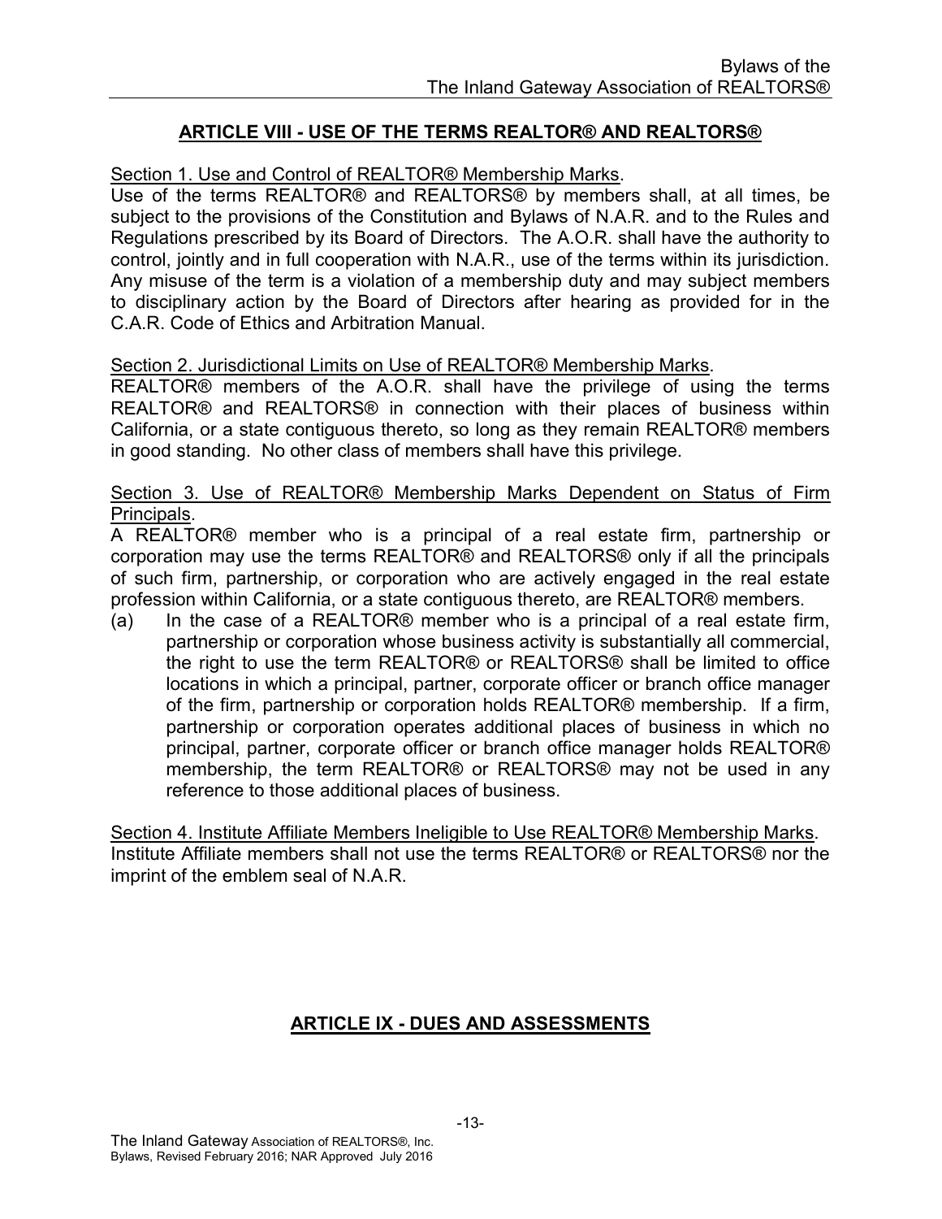## ARTICLE VIII - USE OF THE TERMS REALTOR® AND REALTORS®

Section 1. Use and Control of REALTOR® Membership Marks.

Use of the terms REALTOR® and REALTORS® by members shall, at all times, be subject to the provisions of the Constitution and Bylaws of N.A.R. and to the Rules and Regulations prescribed by its Board of Directors. The A.O.R. shall have the authority to control, jointly and in full cooperation with N.A.R., use of the terms within its jurisdiction. Any misuse of the term is a violation of a membership duty and may subject members to disciplinary action by the Board of Directors after hearing as provided for in the C.A.R. Code of Ethics and Arbitration Manual.

Section 2. Jurisdictional Limits on Use of REALTOR® Membership Marks.

REALTOR® members of the A.O.R. shall have the privilege of using the terms REALTOR® and REALTORS® in connection with their places of business within California, or a state contiguous thereto, so long as they remain REALTOR® members in good standing. No other class of members shall have this privilege.

Section 3. Use of REALTOR® Membership Marks Dependent on Status of Firm Principals.

A REALTOR® member who is a principal of a real estate firm, partnership or corporation may use the terms REALTOR® and REALTORS® only if all the principals of such firm, partnership, or corporation who are actively engaged in the real estate profession within California, or a state contiguous thereto, are REALTOR® members.

(a) In the case of a REALTOR® member who is a principal of a real estate firm, partnership or corporation whose business activity is substantially all commercial, the right to use the term REALTOR® or REALTORS® shall be limited to office locations in which a principal, partner, corporate officer or branch office manager of the firm, partnership or corporation holds REALTOR® membership. If a firm, partnership or corporation operates additional places of business in which no principal, partner, corporate officer or branch office manager holds REALTOR® membership, the term REALTOR® or REALTORS® may not be used in any reference to those additional places of business.

Section 4. Institute Affiliate Members Ineligible to Use REALTOR® Membership Marks.

Institute Affiliate members shall not use the terms REALTOR® or REALTORS® nor the imprint of the emblem seal of N.A.R.

## ARTICLE IX - DUES AND ASSESSMENTS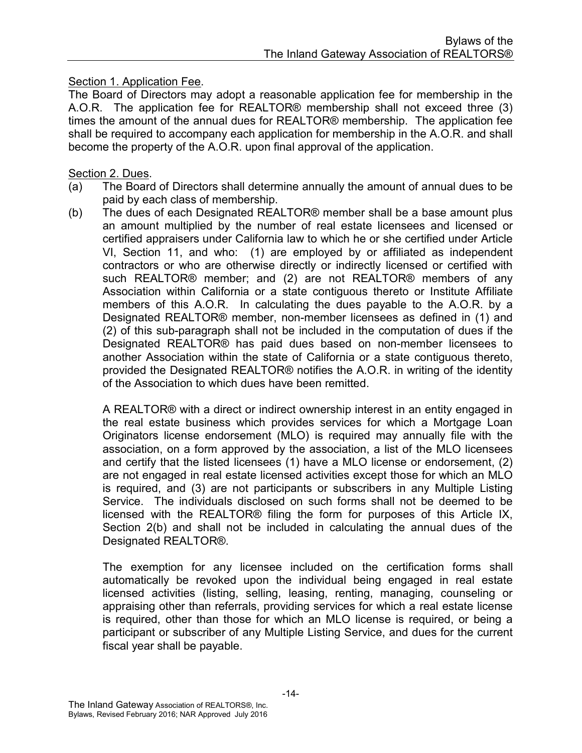Section 1. Application Fee.

The Board of Directors may adopt a reasonable application fee for membership in the A.O.R. The application fee for REALTOR® membership shall not exceed three (3) times the amount of the annual dues for REALTOR® membership. The application fee shall be required to accompany each application for membership in the A.O.R. and shall become the property of the A.O.R. upon final approval of the application.

Section 2. Dues.

(a) The Board of Directors shall determine annually the amount of annual dues to be paid by each class of membership.

(b) The dues of each Designated REALTOR® member shall be a base amount plus an amount multiplied by the number of real estate licensees and licensed or certified appraisers under California law to which he or she certified under Article VI, Section 11, and who: (1) are employed by or affiliated as independent contractors or who are otherwise directly or indirectly licensed or certified with such REALTOR® member; and (2) are not REALTOR® members of any Association within California or a state contiguous thereto or Institute Affiliate members of this A.O.R. In calculating the dues payable to the A.O.R. by a Designated REALTOR® member, non-member licensees as defined in (1) and (2) of this sub-paragraph shall not be included in the computation of dues if the Designated REALTOR® has paid dues based on non-member licensees to another Association within the state of California or a state contiguous thereto, provided the Designated REALTOR® notifies the A.O.R. in writing of the identity of the Association to which dues have been remitted.

A REALTOR® with a direct or indirect ownership interest in an entity engaged in the real estate business which provides services for which a Mortgage Loan Originators license endorsement (MLO) is required may annually file with the association, on a form approved by the association, a list of the MLO licensees and certify that the listed licensees (1) have a MLO license or endorsement, (2) are not engaged in real estate licensed activities except those for which an MLO is required, and (3) are not participants or subscribers in any Multiple Listing Service. The individuals disclosed on such forms shall not be deemed to be licensed with the REALTOR® filing the form for purposes of this Article IX, Section 2(b) and shall not be included in calculating the annual dues of the Designated REALTOR®.

The exemption for any licensee included on the certification forms shall automatically be revoked upon the individual being engaged in real estate licensed activities (listing, selling, leasing, renting, managing, counseling or appraising other than referrals, providing services for which a real estate license is required, other than those for which an MLO license is required, or being a participant or subscriber of any Multiple Listing Service, and dues for the current fiscal year shall be payable.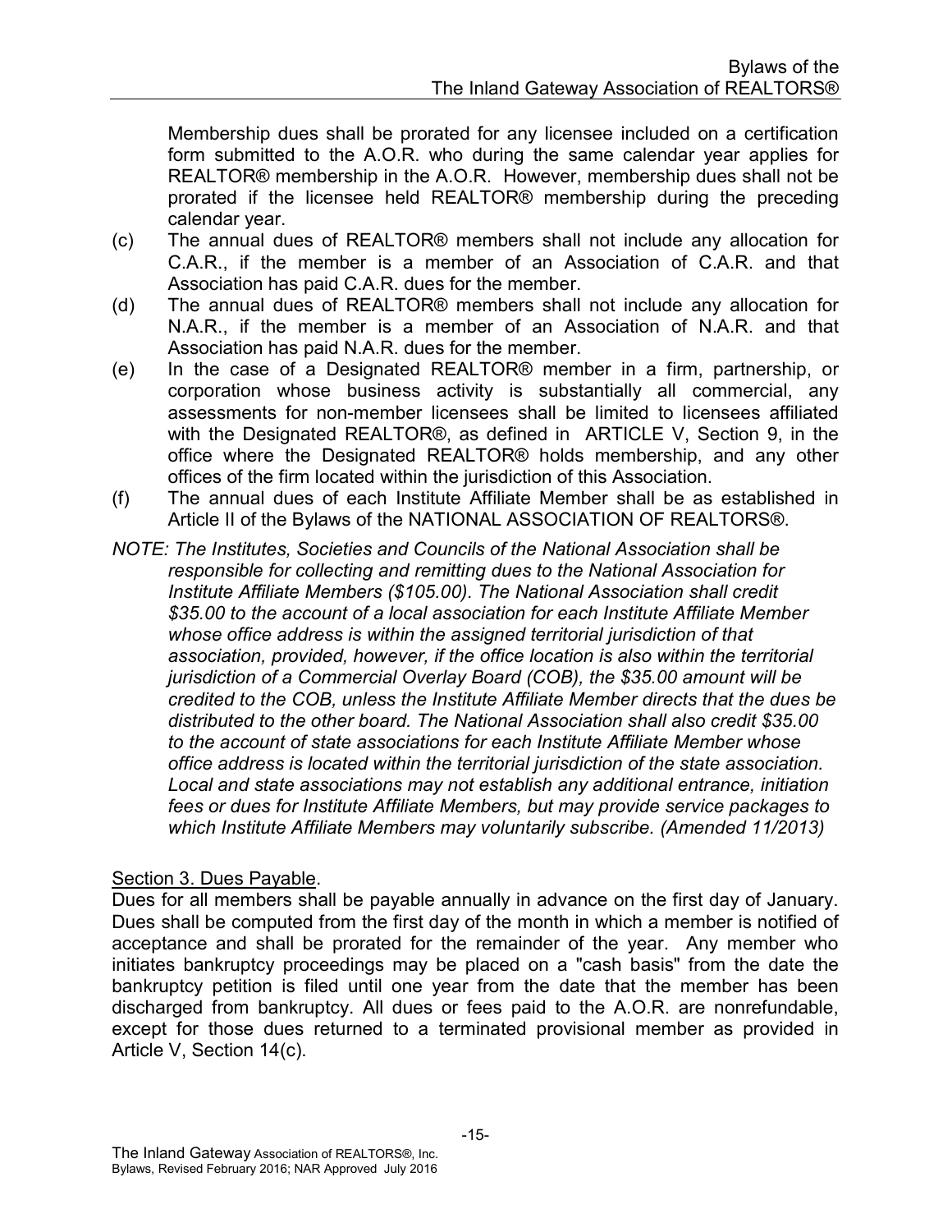Membership dues shall be prorated for any licensee included on a certification form submitted to the A.O.R. who during the same calendar year applies for REALTOR® membership in the A.O.R. However, membership dues shall not be prorated if the licensee held REALTOR® membership during the preceding calendar year.

(c) The annual dues of REALTOR® members shall not include any allocation for C.A.R., if the member is a member of an Association of C.A.R. and that Association has paid C.A.R. dues for the member.

(d) The annual dues of REALTOR® members shall not include any allocation for N.A.R., if the member is a member of an Association of N.A.R. and that Association has paid N.A.R. dues for the member.

(e) In the case of a Designated REALTOR® member in a firm, partnership, or corporation whose business activity is substantially all commercial, any assessments for non-member licensees shall be limited to licensees affiliated with the Designated REALTOR®, as defined in ARTICLE V, Section 9, in the office where the Designated REALTOR® holds membership, and any other offices of the firm located within the jurisdiction of this Association.

(f) The annual dues of each Institute Affiliate Member shall be as established in Article II of the Bylaws of the NATIONAL ASSOCIATION OF REALTORS®.

*NOTE: The Institutes, Societies and Councils of the National Association shall be responsible for collecting and remitting dues to the National Association for Institute Affiliate Members ($105.00). The National Association shall credit $35.00 to the account of a local association for each Institute Affiliate Member whose office address is within the assigned territorial jurisdiction of that association, provided, however, if the office location is also within the territorial jurisdiction of a Commercial Overlay Board (COB), the $35.00 amount will be credited to the COB, unless the Institute Affiliate Member directs that the dues be distributed to the other board. The National Association shall also credit $35.00 to the account of state associations for each Institute Affiliate Member whose office address is located within the territorial jurisdiction of the state association. Local and state associations may not establish any additional entrance, initiation fees or dues for Institute Affiliate Members, but may provide service packages to which Institute Affiliate Members may voluntarily subscribe. (Amended 11/2013)*

<u>Section 3. Dues Payable</u>.

Dues for all members shall be payable annually in advance on the first day of January. Dues shall be computed from the first day of the month in which a member is notified of acceptance and shall be prorated for the remainder of the year. Any member who initiates bankruptcy proceedings may be placed on a "cash basis" from the date the bankruptcy petition is filed until one year from the date that the member has been discharged from bankruptcy. All dues or fees paid to the A.O.R. are nonrefundable, except for those dues returned to a terminated provisional member as provided in Article V, Section 14(c).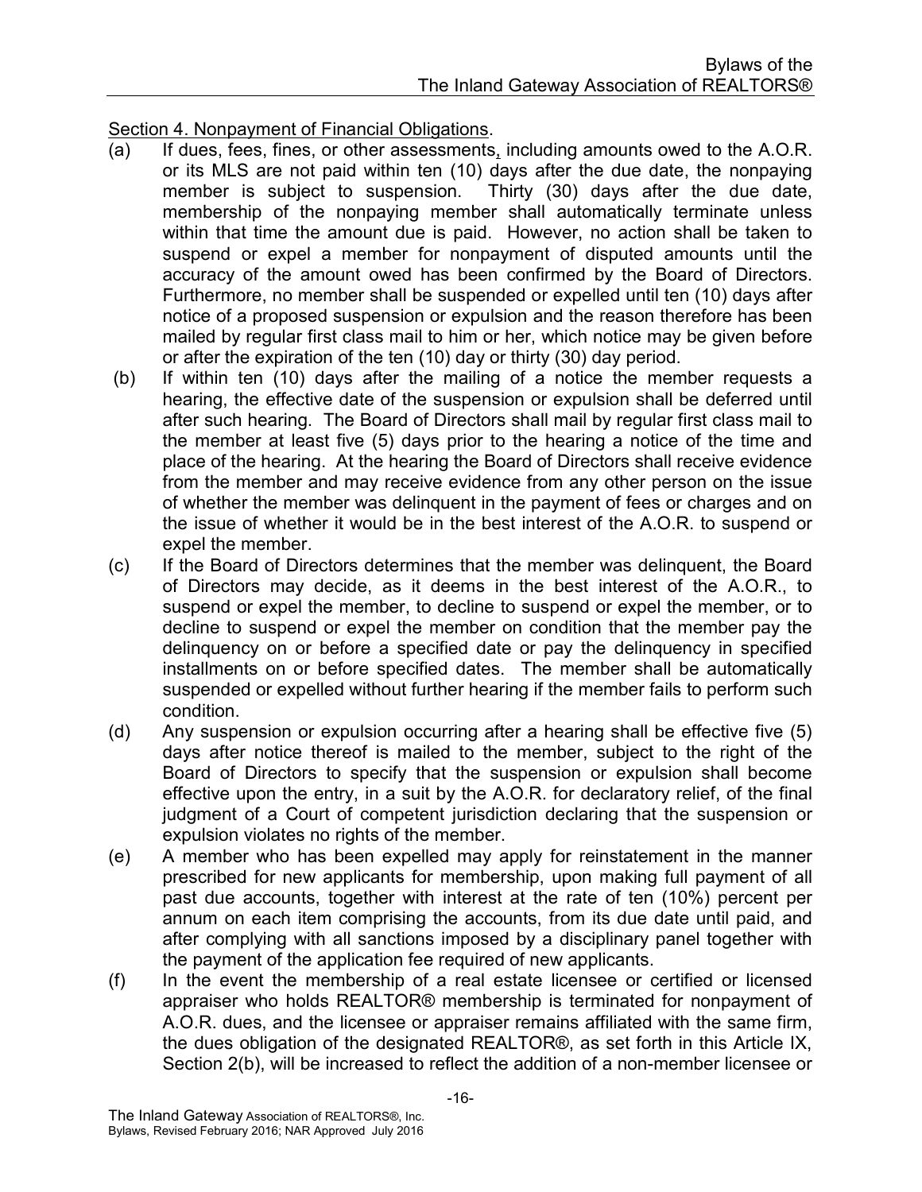Section 4. Nonpayment of Financial Obligations.

(a) If dues, fees, fines, or other assessments, including amounts owed to the A.O.R. or its MLS are not paid within ten (10) days after the due date, the nonpaying member is subject to suspension. Thirty (30) days after the due date, membership of the nonpaying member shall automatically terminate unless within that time the amount due is paid. However, no action shall be taken to suspend or expel a member for nonpayment of disputed amounts until the accuracy of the amount owed has been confirmed by the Board of Directors. Furthermore, no member shall be suspended or expelled until ten (10) days after notice of a proposed suspension or expulsion and the reason therefore has been mailed by regular first class mail to him or her, which notice may be given before or after the expiration of the ten (10) day or thirty (30) day period.

(b) If within ten (10) days after the mailing of a notice the member requests a hearing, the effective date of the suspension or expulsion shall be deferred until after such hearing. The Board of Directors shall mail by regular first class mail to the member at least five (5) days prior to the hearing a notice of the time and place of the hearing. At the hearing the Board of Directors shall receive evidence from the member and may receive evidence from any other person on the issue of whether the member was delinquent in the payment of fees or charges and on the issue of whether it would be in the best interest of the A.O.R. to suspend or expel the member.

(c) If the Board of Directors determines that the member was delinquent, the Board of Directors may decide, as it deems in the best interest of the A.O.R., to suspend or expel the member, to decline to suspend or expel the member, or to decline to suspend or expel the member on condition that the member pay the delinquency on or before a specified date or pay the delinquency in specified installments on or before specified dates. The member shall be automatically suspended or expelled without further hearing if the member fails to perform such condition.

(d) Any suspension or expulsion occurring after a hearing shall be effective five (5) days after notice thereof is mailed to the member, subject to the right of the Board of Directors to specify that the suspension or expulsion shall become effective upon the entry, in a suit by the A.O.R. for declaratory relief, of the final judgment of a Court of competent jurisdiction declaring that the suspension or expulsion violates no rights of the member.

(e) A member who has been expelled may apply for reinstatement in the manner prescribed for new applicants for membership, upon making full payment of all past due accounts, together with interest at the rate of ten (10%) percent per annum on each item comprising the accounts, from its due date until paid, and after complying with all sanctions imposed by a disciplinary panel together with the payment of the application fee required of new applicants.

(f) In the event the membership of a real estate licensee or certified or licensed appraiser who holds REALTOR® membership is terminated for nonpayment of A.O.R. dues, and the licensee or appraiser remains affiliated with the same firm, the dues obligation of the designated REALTOR®, as set forth in this Article IX, Section 2(b), will be increased to reflect the addition of a non-member licensee or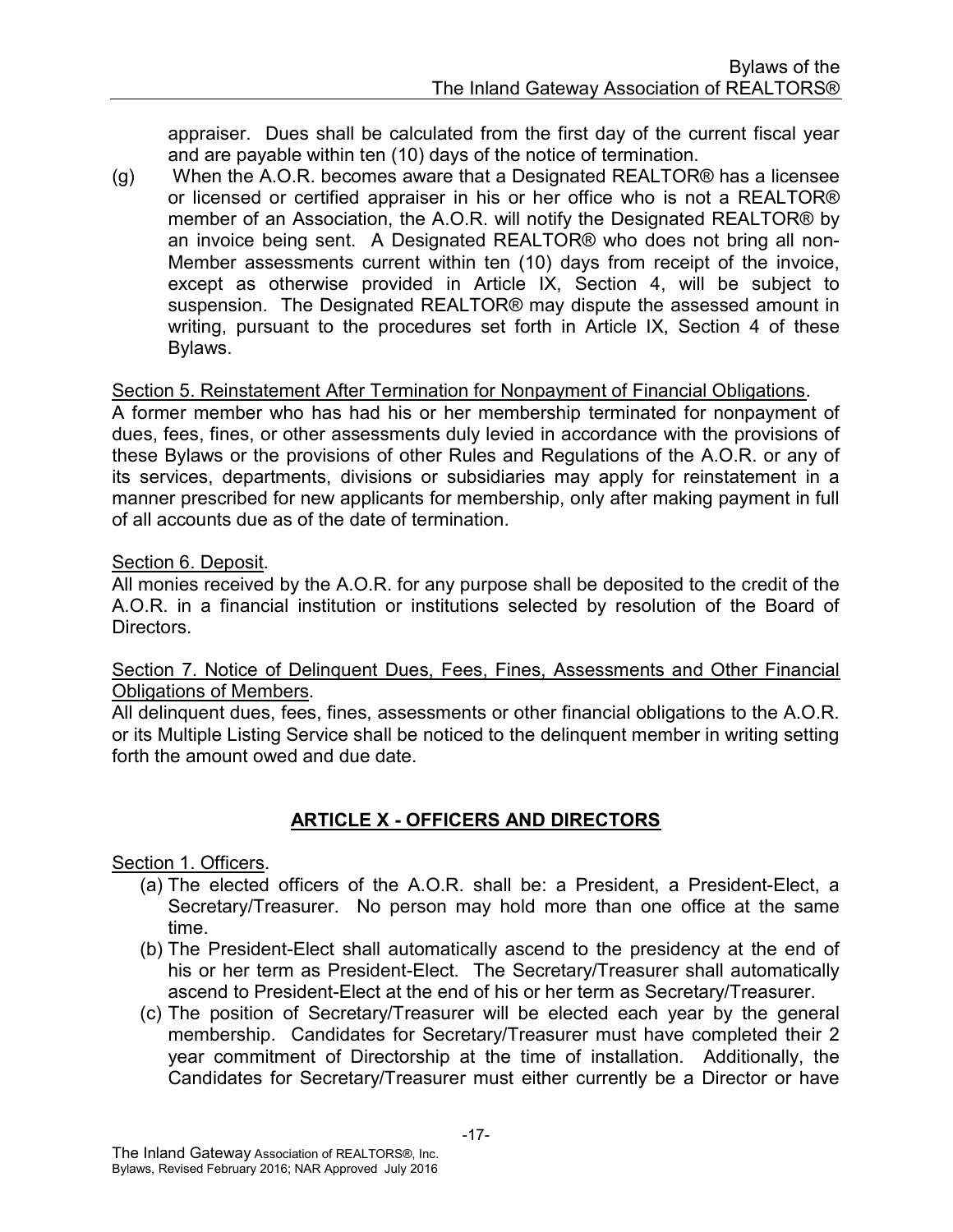appraiser. Dues shall be calculated from the first day of the current fiscal year and are payable within ten (10) days of the notice of termination.

(g) When the A.O.R. becomes aware that a Designated REALTOR® has a licensee or licensed or certified appraiser in his or her office who is not a REALTOR® member of an Association, the A.O.R. will notify the Designated REALTOR® by an invoice being sent. A Designated REALTOR® who does not bring all non-Member assessments current within ten (10) days from receipt of the invoice, except as otherwise provided in Article IX, Section 4, will be subject to suspension. The Designated REALTOR® may dispute the assessed amount in writing, pursuant to the procedures set forth in Article IX, Section 4 of these Bylaws.

Section 5. Reinstatement After Termination for Nonpayment of Financial Obligations.
A former member who has had his or her membership terminated for nonpayment of dues, fees, fines, or other assessments duly levied in accordance with the provisions of these Bylaws or the provisions of other Rules and Regulations of the A.O.R. or any of its services, departments, divisions or subsidiaries may apply for reinstatement in a manner prescribed for new applicants for membership, only after making payment in full of all accounts due as of the date of termination.

Section 6. Deposit.
All monies received by the A.O.R. for any purpose shall be deposited to the credit of the A.O.R. in a financial institution or institutions selected by resolution of the Board of Directors.

Section 7. Notice of Delinquent Dues, Fees, Fines, Assessments and Other Financial Obligations of Members.
All delinquent dues, fees, fines, assessments or other financial obligations to the A.O.R. or its Multiple Listing Service shall be noticed to the delinquent member in writing setting forth the amount owed and due date.

## ARTICLE X - OFFICERS AND DIRECTORS

Section 1. Officers.

(a) The elected officers of the A.O.R. shall be: a President, a President-Elect, a Secretary/Treasurer. No person may hold more than one office at the same time.

(b) The President-Elect shall automatically ascend to the presidency at the end of his or her term as President-Elect. The Secretary/Treasurer shall automatically ascend to President-Elect at the end of his or her term as Secretary/Treasurer.

(c) The position of Secretary/Treasurer will be elected each year by the general membership. Candidates for Secretary/Treasurer must have completed their 2 year commitment of Directorship at the time of installation. Additionally, the Candidates for Secretary/Treasurer must either currently be a Director or have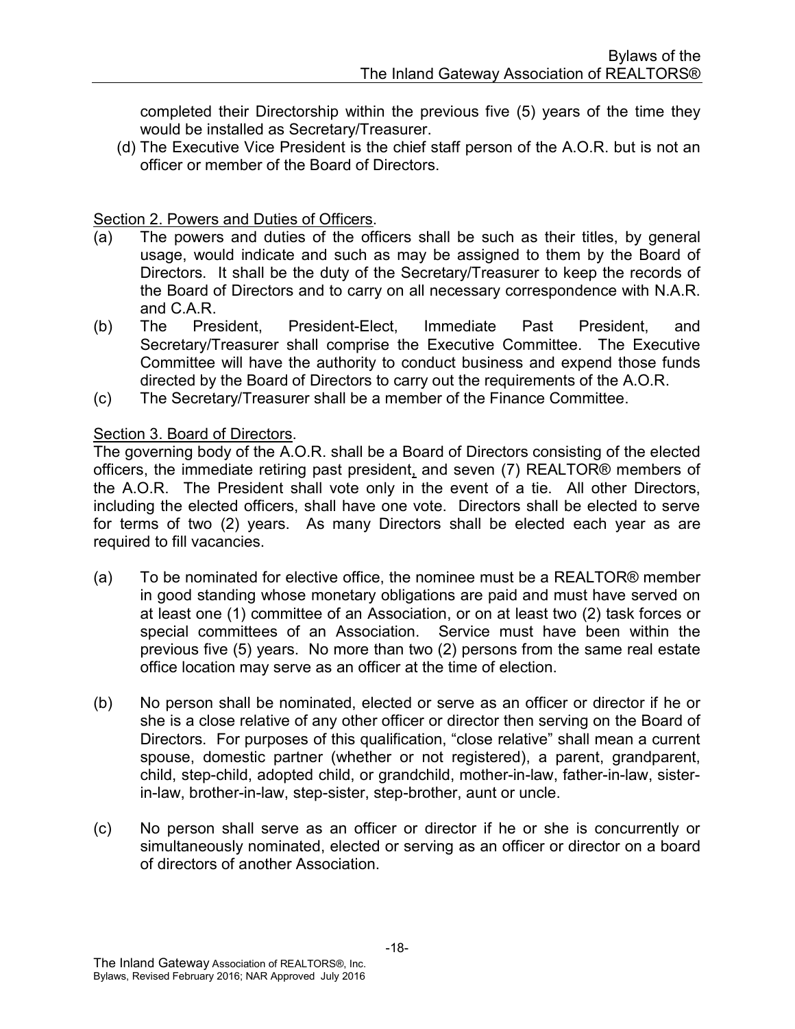completed their Directorship within the previous five (5) years of the time they would be installed as Secretary/Treasurer.

(d) The Executive Vice President is the chief staff person of the A.O.R. but is not an officer or member of the Board of Directors.

Section 2. Powers and Duties of Officers.

(a) The powers and duties of the officers shall be such as their titles, by general usage, would indicate and such as may be assigned to them by the Board of Directors. It shall be the duty of the Secretary/Treasurer to keep the records of the Board of Directors and to carry on all necessary correspondence with N.A.R. and C.A.R.

(b) The President, President-Elect, Immediate Past President, and Secretary/Treasurer shall comprise the Executive Committee. The Executive Committee will have the authority to conduct business and expend those funds directed by the Board of Directors to carry out the requirements of the A.O.R.

(c) The Secretary/Treasurer shall be a member of the Finance Committee.

Section 3. Board of Directors.

The governing body of the A.O.R. shall be a Board of Directors consisting of the elected officers, the immediate retiring past president, and seven (7) REALTOR® members of the A.O.R. The President shall vote only in the event of a tie. All other Directors, including the elected officers, shall have one vote. Directors shall be elected to serve for terms of two (2) years. As many Directors shall be elected each year as are required to fill vacancies.

(a) To be nominated for elective office, the nominee must be a REALTOR® member in good standing whose monetary obligations are paid and must have served on at least one (1) committee of an Association, or on at least two (2) task forces or special committees of an Association. Service must have been within the previous five (5) years. No more than two (2) persons from the same real estate office location may serve as an officer at the time of election.

(b) No person shall be nominated, elected or serve as an officer or director if he or she is a close relative of any other officer or director then serving on the Board of Directors. For purposes of this qualification, "close relative" shall mean a current spouse, domestic partner (whether or not registered), a parent, grandparent, child, step-child, adopted child, or grandchild, mother-in-law, father-in-law, sister-in-law, brother-in-law, step-sister, step-brother, aunt or uncle.

(c) No person shall serve as an officer or director if he or she is concurrently or simultaneously nominated, elected or serving as an officer or director on a board of directors of another Association.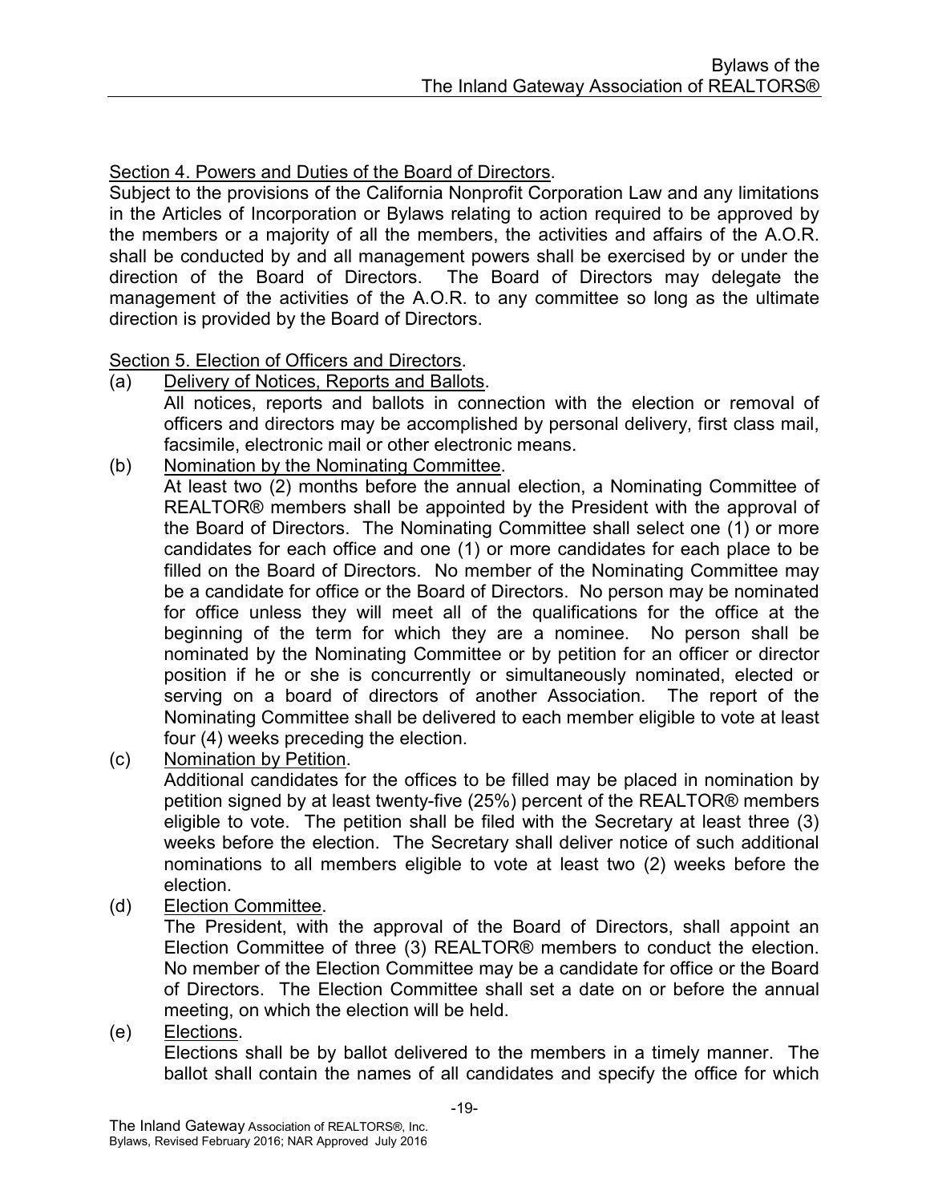Section 4. Powers and Duties of the Board of Directors.

Subject to the provisions of the California Nonprofit Corporation Law and any limitations in the Articles of Incorporation or Bylaws relating to action required to be approved by the members or a majority of all the members, the activities and affairs of the A.O.R. shall be conducted by and all management powers shall be exercised by or under the direction of the Board of Directors. The Board of Directors may delegate the management of the activities of the A.O.R. to any committee so long as the ultimate direction is provided by the Board of Directors.

Section 5. Election of Officers and Directors.

(a) Delivery of Notices, Reports and Ballots.
All notices, reports and ballots in connection with the election or removal of officers and directors may be accomplished by personal delivery, first class mail, facsimile, electronic mail or other electronic means.

(b) Nomination by the Nominating Committee.
At least two (2) months before the annual election, a Nominating Committee of REALTOR® members shall be appointed by the President with the approval of the Board of Directors. The Nominating Committee shall select one (1) or more candidates for each office and one (1) or more candidates for each place to be filled on the Board of Directors. No member of the Nominating Committee may be a candidate for office or the Board of Directors. No person may be nominated for office unless they will meet all of the qualifications for the office at the beginning of the term for which they are a nominee. No person shall be nominated by the Nominating Committee or by petition for an officer or director position if he or she is concurrently or simultaneously nominated, elected or serving on a board of directors of another Association. The report of the Nominating Committee shall be delivered to each member eligible to vote at least four (4) weeks preceding the election.

(c) Nomination by Petition.
Additional candidates for the offices to be filled may be placed in nomination by petition signed by at least twenty-five (25%) percent of the REALTOR® members eligible to vote. The petition shall be filed with the Secretary at least three (3) weeks before the election. The Secretary shall deliver notice of such additional nominations to all members eligible to vote at least two (2) weeks before the election.

(d) Election Committee.
The President, with the approval of the Board of Directors, shall appoint an Election Committee of three (3) REALTOR® members to conduct the election. No member of the Election Committee may be a candidate for office or the Board of Directors. The Election Committee shall set a date on or before the annual meeting, on which the election will be held.

(e) Elections.
Elections shall be by ballot delivered to the members in a timely manner. The ballot shall contain the names of all candidates and specify the office for which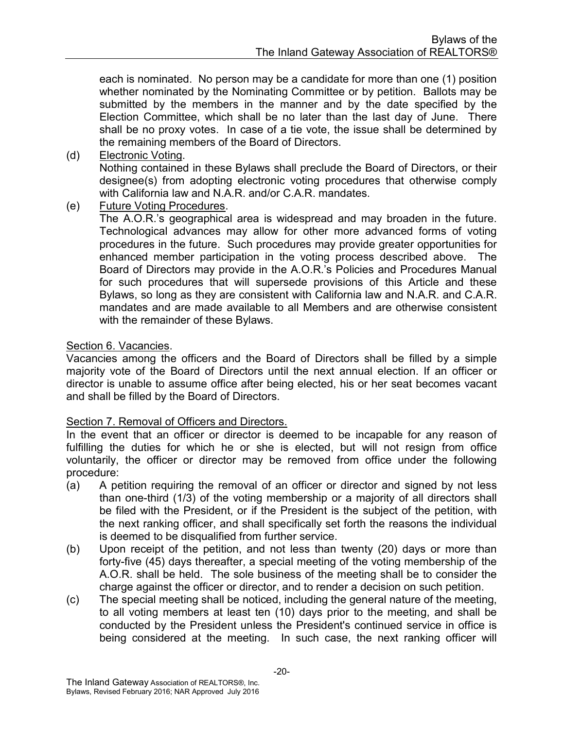each is nominated. No person may be a candidate for more than one (1) position whether nominated by the Nominating Committee or by petition. Ballots may be submitted by the members in the manner and by the date specified by the Election Committee, which shall be no later than the last day of June. There shall be no proxy votes. In case of a tie vote, the issue shall be determined by the remaining members of the Board of Directors.

(d) Electronic Voting.
Nothing contained in these Bylaws shall preclude the Board of Directors, or their designee(s) from adopting electronic voting procedures that otherwise comply with California law and N.A.R. and/or C.A.R. mandates.

(e) Future Voting Procedures.
The A.O.R.'s geographical area is widespread and may broaden in the future. Technological advances may allow for other more advanced forms of voting procedures in the future. Such procedures may provide greater opportunities for enhanced member participation in the voting process described above. The Board of Directors may provide in the A.O.R.'s Policies and Procedures Manual for such procedures that will supersede provisions of this Article and these Bylaws, so long as they are consistent with California law and N.A.R. and C.A.R. mandates and are made available to all Members and are otherwise consistent with the remainder of these Bylaws.

Section 6. Vacancies.

Vacancies among the officers and the Board of Directors shall be filled by a simple majority vote of the Board of Directors until the next annual election. If an officer or director is unable to assume office after being elected, his or her seat becomes vacant and shall be filled by the Board of Directors.

Section 7. Removal of Officers and Directors.

In the event that an officer or director is deemed to be incapable for any reason of fulfilling the duties for which he or she is elected, but will not resign from office voluntarily, the officer or director may be removed from office under the following procedure:

(a) A petition requiring the removal of an officer or director and signed by not less than one-third (1/3) of the voting membership or a majority of all directors shall be filed with the President, or if the President is the subject of the petition, with the next ranking officer, and shall specifically set forth the reasons the individual is deemed to be disqualified from further service.

(b) Upon receipt of the petition, and not less than twenty (20) days or more than forty-five (45) days thereafter, a special meeting of the voting membership of the A.O.R. shall be held. The sole business of the meeting shall be to consider the charge against the officer or director, and to render a decision on such petition.

(c) The special meeting shall be noticed, including the general nature of the meeting, to all voting members at least ten (10) days prior to the meeting, and shall be conducted by the President unless the President's continued service in office is being considered at the meeting. In such case, the next ranking officer will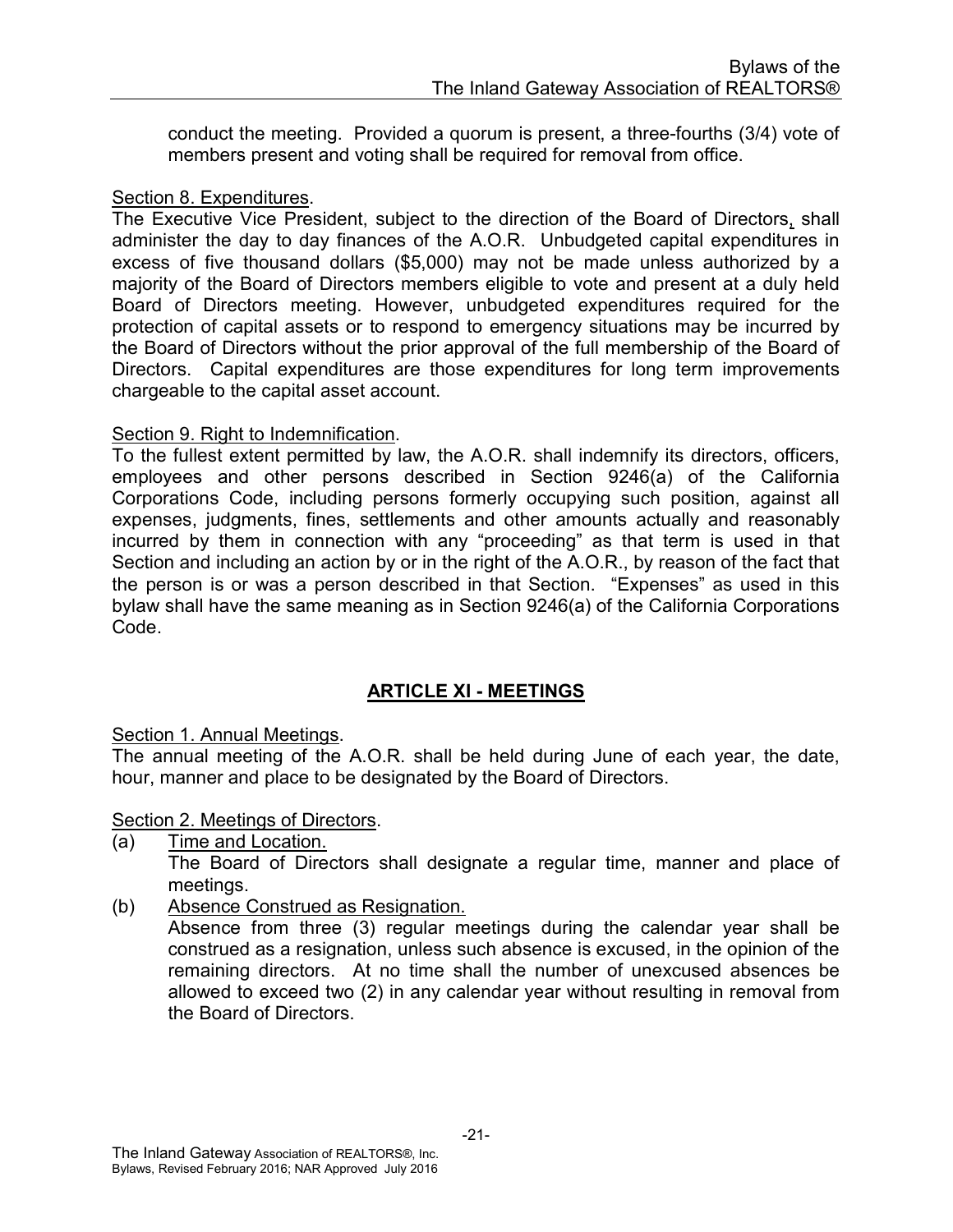conduct the meeting. Provided a quorum is present, a three-fourths (3/4) vote of members present and voting shall be required for removal from office.

Section 8. Expenditures.

The Executive Vice President, subject to the direction of the Board of Directors, shall administer the day to day finances of the A.O.R. Unbudgeted capital expenditures in excess of five thousand dollars ($5,000) may not be made unless authorized by a majority of the Board of Directors members eligible to vote and present at a duly held Board of Directors meeting. However, unbudgeted expenditures required for the protection of capital assets or to respond to emergency situations may be incurred by the Board of Directors without the prior approval of the full membership of the Board of Directors. Capital expenditures are those expenditures for long term improvements chargeable to the capital asset account.

Section 9. Right to Indemnification.

To the fullest extent permitted by law, the A.O.R. shall indemnify its directors, officers, employees and other persons described in Section 9246(a) of the California Corporations Code, including persons formerly occupying such position, against all expenses, judgments, fines, settlements and other amounts actually and reasonably incurred by them in connection with any "proceeding" as that term is used in that Section and including an action by or in the right of the A.O.R., by reason of the fact that the person is or was a person described in that Section. "Expenses" as used in this bylaw shall have the same meaning as in Section 9246(a) of the California Corporations Code.

## ARTICLE XI - MEETINGS

Section 1. Annual Meetings.

The annual meeting of the A.O.R. shall be held during June of each year, the date, hour, manner and place to be designated by the Board of Directors.

Section 2. Meetings of Directors.

(a) Time and Location.

The Board of Directors shall designate a regular time, manner and place of meetings.

(b) Absence Construed as Resignation.

Absence from three (3) regular meetings during the calendar year shall be construed as a resignation, unless such absence is excused, in the opinion of the remaining directors. At no time shall the number of unexcused absences be allowed to exceed two (2) in any calendar year without resulting in removal from the Board of Directors.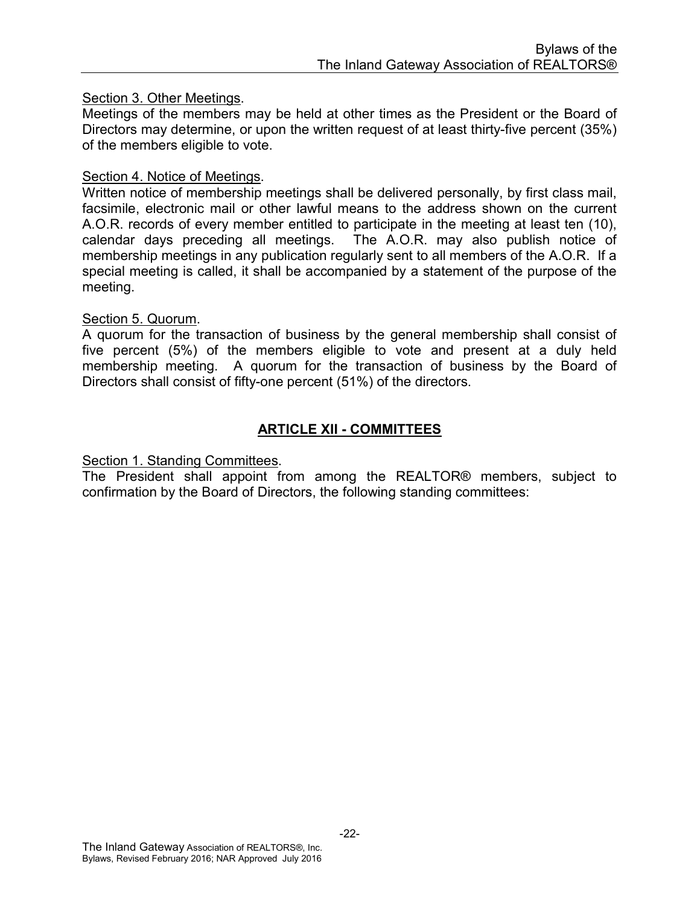Section 3. Other Meetings.

Meetings of the members may be held at other times as the President or the Board of Directors may determine, or upon the written request of at least thirty-five percent (35%) of the members eligible to vote.

Section 4. Notice of Meetings.

Written notice of membership meetings shall be delivered personally, by first class mail, facsimile, electronic mail or other lawful means to the address shown on the current A.O.R. records of every member entitled to participate in the meeting at least ten (10), calendar days preceding all meetings. The A.O.R. may also publish notice of membership meetings in any publication regularly sent to all members of the A.O.R. If a special meeting is called, it shall be accompanied by a statement of the purpose of the meeting.

Section 5. Quorum.

A quorum for the transaction of business by the general membership shall consist of five percent (5%) of the members eligible to vote and present at a duly held membership meeting. A quorum for the transaction of business by the Board of Directors shall consist of fifty-one percent (51%) of the directors.

## ARTICLE XII - COMMITTEES

Section 1. Standing Committees.

The President shall appoint from among the REALTOR® members, subject to confirmation by the Board of Directors, the following standing committees: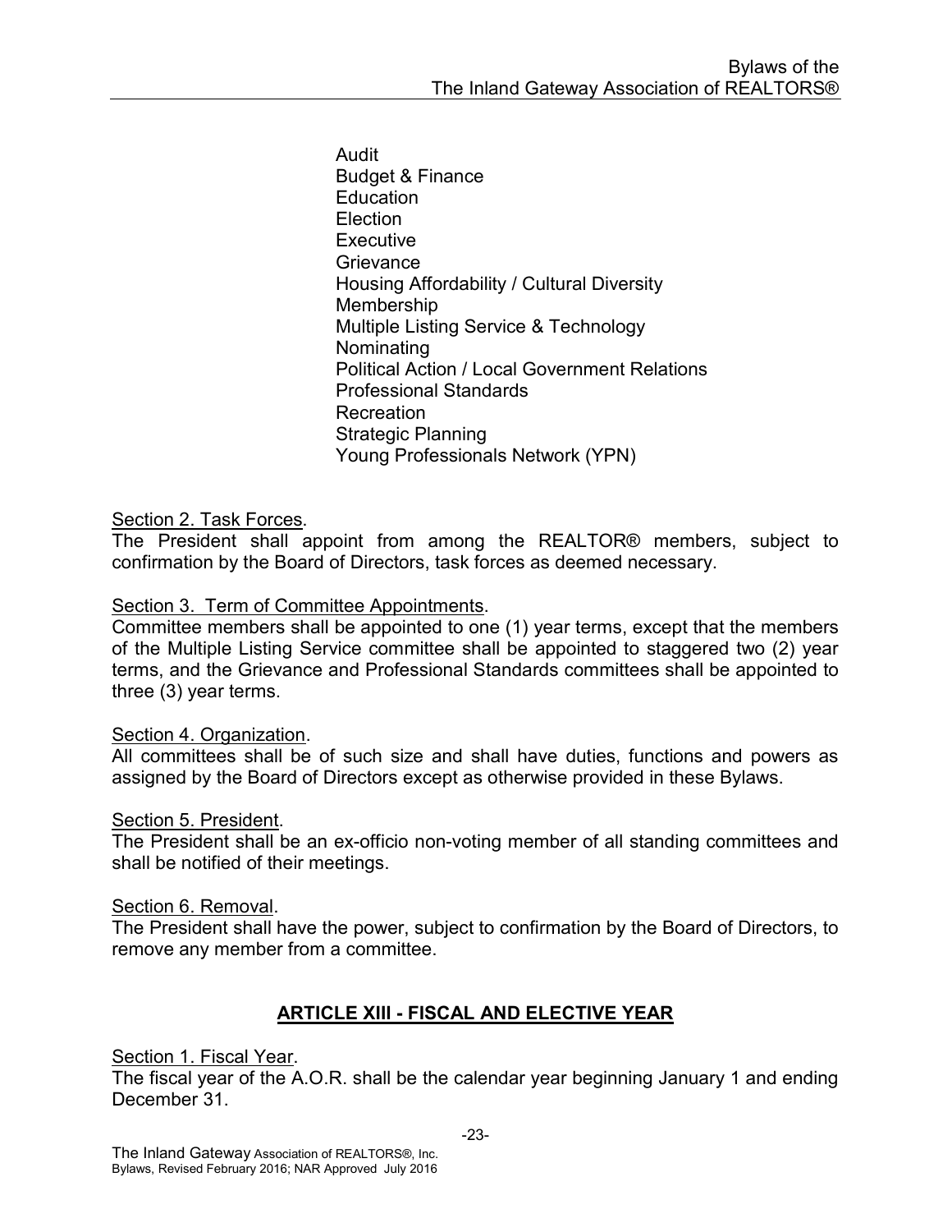- Audit
- Budget & Finance
- Education
- Election
- Executive
- Grievance
- Housing Affordability / Cultural Diversity
- Membership
- Multiple Listing Service & Technology
- Nominating
- Political Action / Local Government Relations
- Professional Standards
- Recreation
- Strategic Planning
- Young Professionals Network (YPN)

Section 2. Task Forces.
The President shall appoint from among the REALTOR® members, subject to confirmation by the Board of Directors, task forces as deemed necessary.

Section 3. Term of Committee Appointments.
Committee members shall be appointed to one (1) year terms, except that the members of the Multiple Listing Service committee shall be appointed to staggered two (2) year terms, and the Grievance and Professional Standards committees shall be appointed to three (3) year terms.

Section 4. Organization.
All committees shall be of such size and shall have duties, functions and powers as assigned by the Board of Directors except as otherwise provided in these Bylaws.

Section 5. President.
The President shall be an ex-officio non-voting member of all standing committees and shall be notified of their meetings.

Section 6. Removal.
The President shall have the power, subject to confirmation by the Board of Directors, to remove any member from a committee.

## ARTICLE XIII - FISCAL AND ELECTIVE YEAR

Section 1. Fiscal Year.
The fiscal year of the A.O.R. shall be the calendar year beginning January 1 and ending December 31.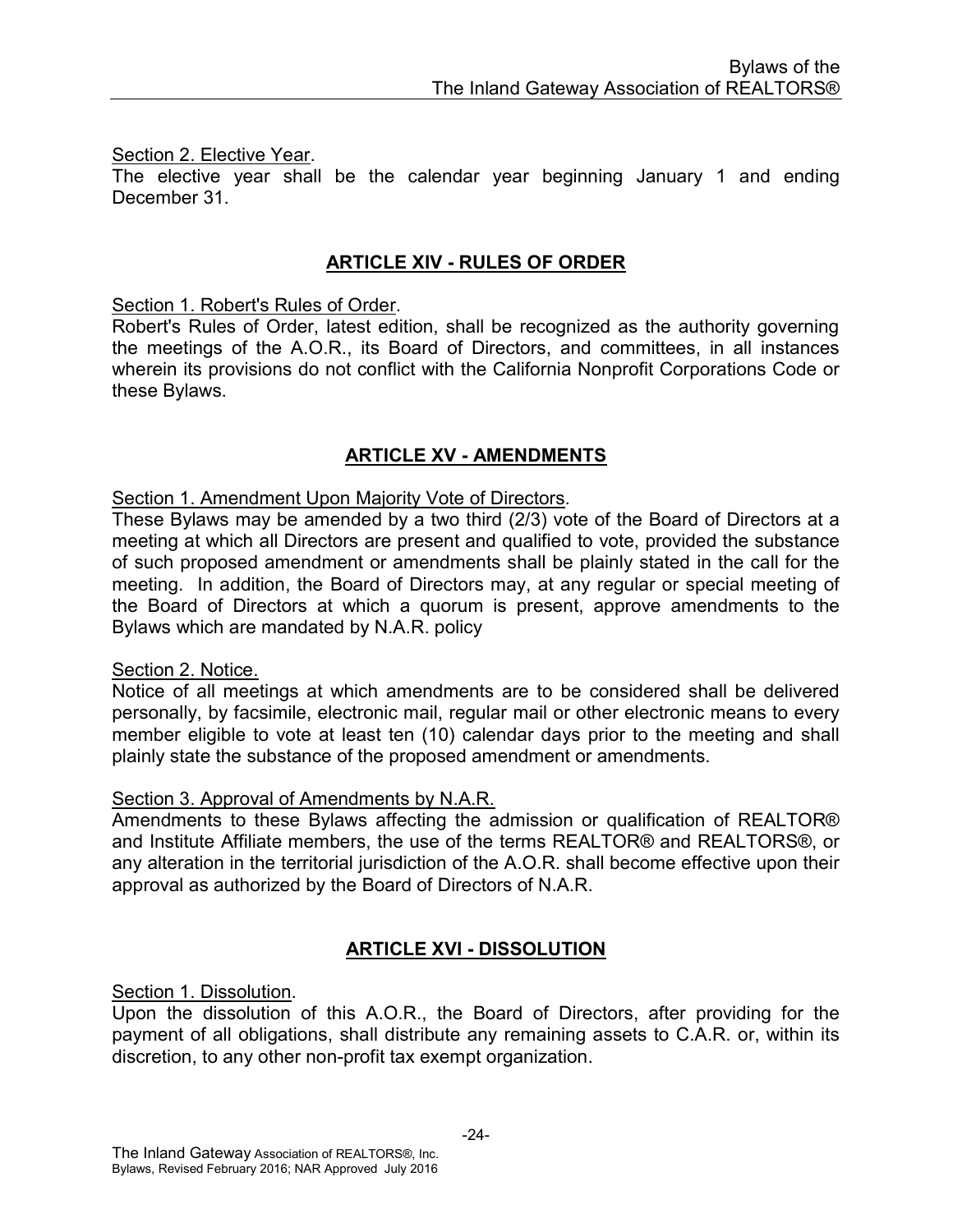Section 2. Elective Year.
The elective year shall be the calendar year beginning January 1 and ending December 31.

## ARTICLE XIV - RULES OF ORDER

Section 1. Robert's Rules of Order.
Robert's Rules of Order, latest edition, shall be recognized as the authority governing the meetings of the A.O.R., its Board of Directors, and committees, in all instances wherein its provisions do not conflict with the California Nonprofit Corporations Code or these Bylaws.

## ARTICLE XV - AMENDMENTS

Section 1. Amendment Upon Majority Vote of Directors.
These Bylaws may be amended by a two third (2/3) vote of the Board of Directors at a meeting at which all Directors are present and qualified to vote, provided the substance of such proposed amendment or amendments shall be plainly stated in the call for the meeting. In addition, the Board of Directors may, at any regular or special meeting of the Board of Directors at which a quorum is present, approve amendments to the Bylaws which are mandated by N.A.R. policy

Section 2. Notice.
Notice of all meetings at which amendments are to be considered shall be delivered personally, by facsimile, electronic mail, regular mail or other electronic means to every member eligible to vote at least ten (10) calendar days prior to the meeting and shall plainly state the substance of the proposed amendment or amendments.

Section 3. Approval of Amendments by N.A.R.
Amendments to these Bylaws affecting the admission or qualification of REALTOR® and Institute Affiliate members, the use of the terms REALTOR® and REALTORS®, or any alteration in the territorial jurisdiction of the A.O.R. shall become effective upon their approval as authorized by the Board of Directors of N.A.R.

## ARTICLE XVI - DISSOLUTION

Section 1. Dissolution.
Upon the dissolution of this A.O.R., the Board of Directors, after providing for the payment of all obligations, shall distribute any remaining assets to C.A.R. or, within its discretion, to any other non-profit tax exempt organization.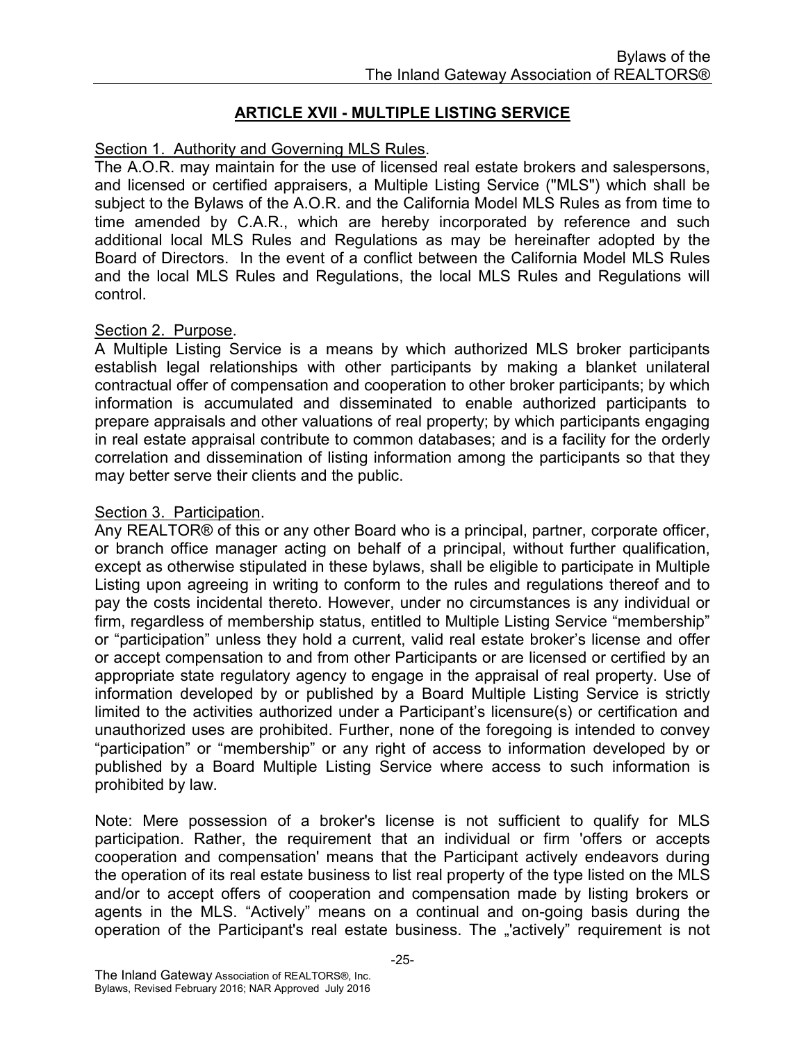## ARTICLE XVII - MULTIPLE LISTING SERVICE

Section 1. Authority and Governing MLS Rules.
The A.O.R. may maintain for the use of licensed real estate brokers and salespersons, and licensed or certified appraisers, a Multiple Listing Service ("MLS") which shall be subject to the Bylaws of the A.O.R. and the California Model MLS Rules as from time to time amended by C.A.R., which are hereby incorporated by reference and such additional local MLS Rules and Regulations as may be hereinafter adopted by the Board of Directors. In the event of a conflict between the California Model MLS Rules and the local MLS Rules and Regulations, the local MLS Rules and Regulations will control.

Section 2. Purpose.
A Multiple Listing Service is a means by which authorized MLS broker participants establish legal relationships with other participants by making a blanket unilateral contractual offer of compensation and cooperation to other broker participants; by which information is accumulated and disseminated to enable authorized participants to prepare appraisals and other valuations of real property; by which participants engaging in real estate appraisal contribute to common databases; and is a facility for the orderly correlation and dissemination of listing information among the participants so that they may better serve their clients and the public.

Section 3. Participation.
Any REALTOR® of this or any other Board who is a principal, partner, corporate officer, or branch office manager acting on behalf of a principal, without further qualification, except as otherwise stipulated in these bylaws, shall be eligible to participate in Multiple Listing upon agreeing in writing to conform to the rules and regulations thereof and to pay the costs incidental thereto. However, under no circumstances is any individual or firm, regardless of membership status, entitled to Multiple Listing Service "membership" or "participation" unless they hold a current, valid real estate broker's license and offer or accept compensation to and from other Participants or are licensed or certified by an appropriate state regulatory agency to engage in the appraisal of real property. Use of information developed by or published by a Board Multiple Listing Service is strictly limited to the activities authorized under a Participant's licensure(s) or certification and unauthorized uses are prohibited. Further, none of the foregoing is intended to convey "participation" or "membership" or any right of access to information developed by or published by a Board Multiple Listing Service where access to such information is prohibited by law.

Note: Mere possession of a broker's license is not sufficient to qualify for MLS participation. Rather, the requirement that an individual or firm 'offers or accepts cooperation and compensation' means that the Participant actively endeavors during the operation of its real estate business to list real property of the type listed on the MLS and/or to accept offers of cooperation and compensation made by listing brokers or agents in the MLS. "Actively" means on a continual and on-going basis during the operation of the Participant's real estate business. The „'actively" requirement is not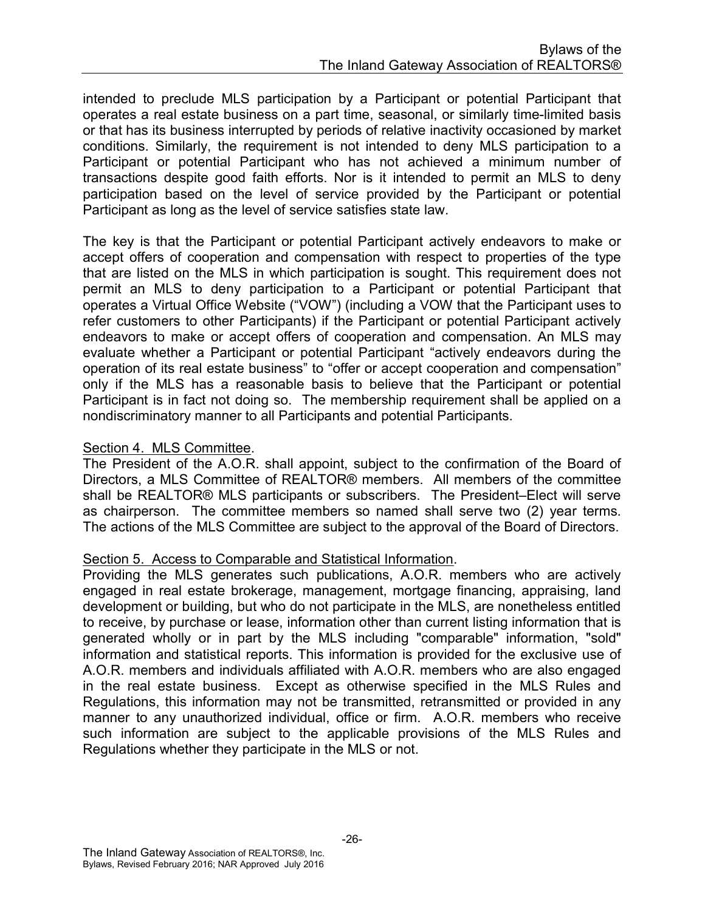intended to preclude MLS participation by a Participant or potential Participant that operates a real estate business on a part time, seasonal, or similarly time-limited basis or that has its business interrupted by periods of relative inactivity occasioned by market conditions. Similarly, the requirement is not intended to deny MLS participation to a Participant or potential Participant who has not achieved a minimum number of transactions despite good faith efforts. Nor is it intended to permit an MLS to deny participation based on the level of service provided by the Participant or potential Participant as long as the level of service satisfies state law.

The key is that the Participant or potential Participant actively endeavors to make or accept offers of cooperation and compensation with respect to properties of the type that are listed on the MLS in which participation is sought. This requirement does not permit an MLS to deny participation to a Participant or potential Participant that operates a Virtual Office Website ("VOW") (including a VOW that the Participant uses to refer customers to other Participants) if the Participant or potential Participant actively endeavors to make or accept offers of cooperation and compensation. An MLS may evaluate whether a Participant or potential Participant "actively endeavors during the operation of its real estate business" to "offer or accept cooperation and compensation" only if the MLS has a reasonable basis to believe that the Participant or potential Participant is in fact not doing so. The membership requirement shall be applied on a nondiscriminatory manner to all Participants and potential Participants.

Section 4. MLS Committee.

The President of the A.O.R. shall appoint, subject to the confirmation of the Board of Directors, a MLS Committee of REALTOR® members. All members of the committee shall be REALTOR® MLS participants or subscribers. The President–Elect will serve as chairperson. The committee members so named shall serve two (2) year terms. The actions of the MLS Committee are subject to the approval of the Board of Directors.

Section 5. Access to Comparable and Statistical Information.

Providing the MLS generates such publications, A.O.R. members who are actively engaged in real estate brokerage, management, mortgage financing, appraising, land development or building, but who do not participate in the MLS, are nonetheless entitled to receive, by purchase or lease, information other than current listing information that is generated wholly or in part by the MLS including "comparable" information, "sold" information and statistical reports. This information is provided for the exclusive use of A.O.R. members and individuals affiliated with A.O.R. members who are also engaged in the real estate business. Except as otherwise specified in the MLS Rules and Regulations, this information may not be transmitted, retransmitted or provided in any manner to any unauthorized individual, office or firm. A.O.R. members who receive such information are subject to the applicable provisions of the MLS Rules and Regulations whether they participate in the MLS or not.